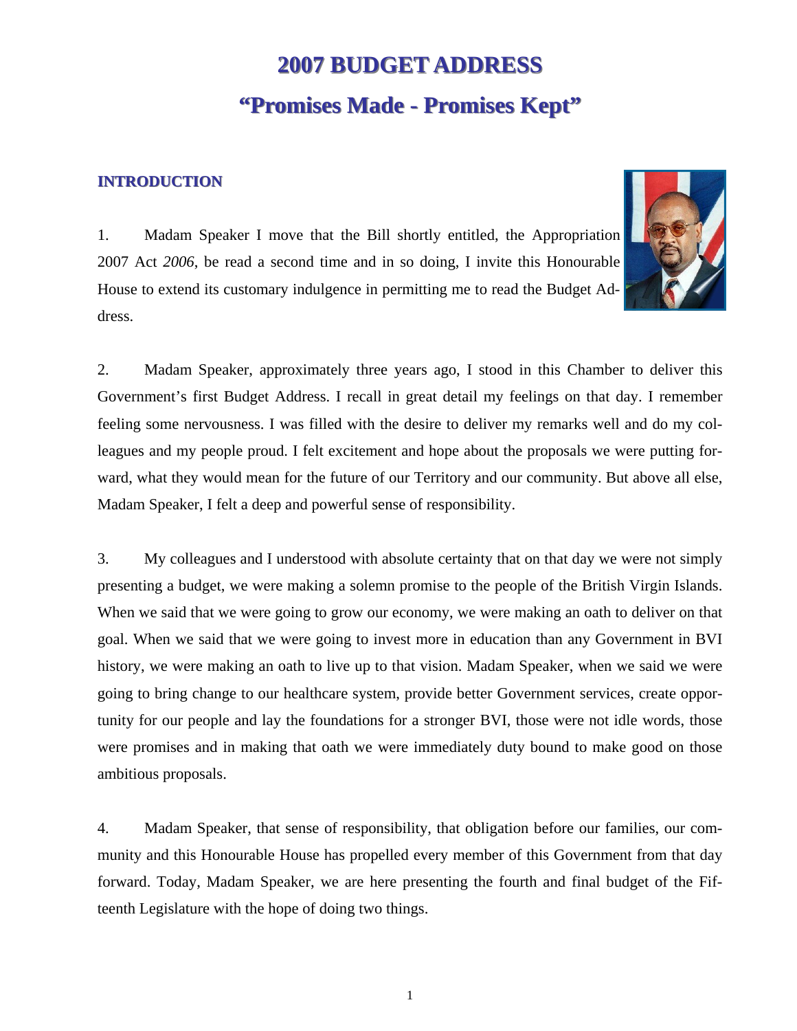# 2007 BUDGET ADDRESS

# "Promises Made - Promises Kept"

## INTRODUCTION

1. Madam Speaker I move that the Bill shortly entitled, the Appropriation 2007 Act *2006*, be read a second time and in so doing, I invite this Honourable House to extend its customary indulgence in permitting me to read the Budget Address.

2. Madam Speaker, approximately three years ago, I stood in this Chamber to deliver this Government's first Budget Address. I recall in great detail my feelings on that day. I remember feeling some nervousness. I was filled with the desire to deliver my remarks well and do my colleagues and my people proud. I felt excitement and hope about the proposals we were putting forward, what they would mean for the future of our Territory and our community. But above all else, Madam Speaker, I felt a deep and powerful sense of responsibility.

3. My colleagues and I understood with absolute certainty that on that day we were not simply presenting a budget, we were making a solemn promise to the people of the British Virgin Islands. When we said that we were going to grow our economy, we were making an oath to deliver on that goal. When we said that we were going to invest more in education than any Government in BVI history, we were making an oath to live up to that vision. Madam Speaker, when we said we were going to bring change to our healthcare system, provide better Government services, create opportunity for our people and lay the foundations for a stronger BVI, those were not idle words, those were promises and in making that oath we were immediately duty bound to make good on those ambitious proposals.

4. Madam Speaker, that sense of responsibility, that obligation before our families, our community and this Honourable House has propelled every member of this Government from that day forward. Today, Madam Speaker, we are here presenting the fourth and final budget of the Fifteenth Legislature with the hope of doing two things.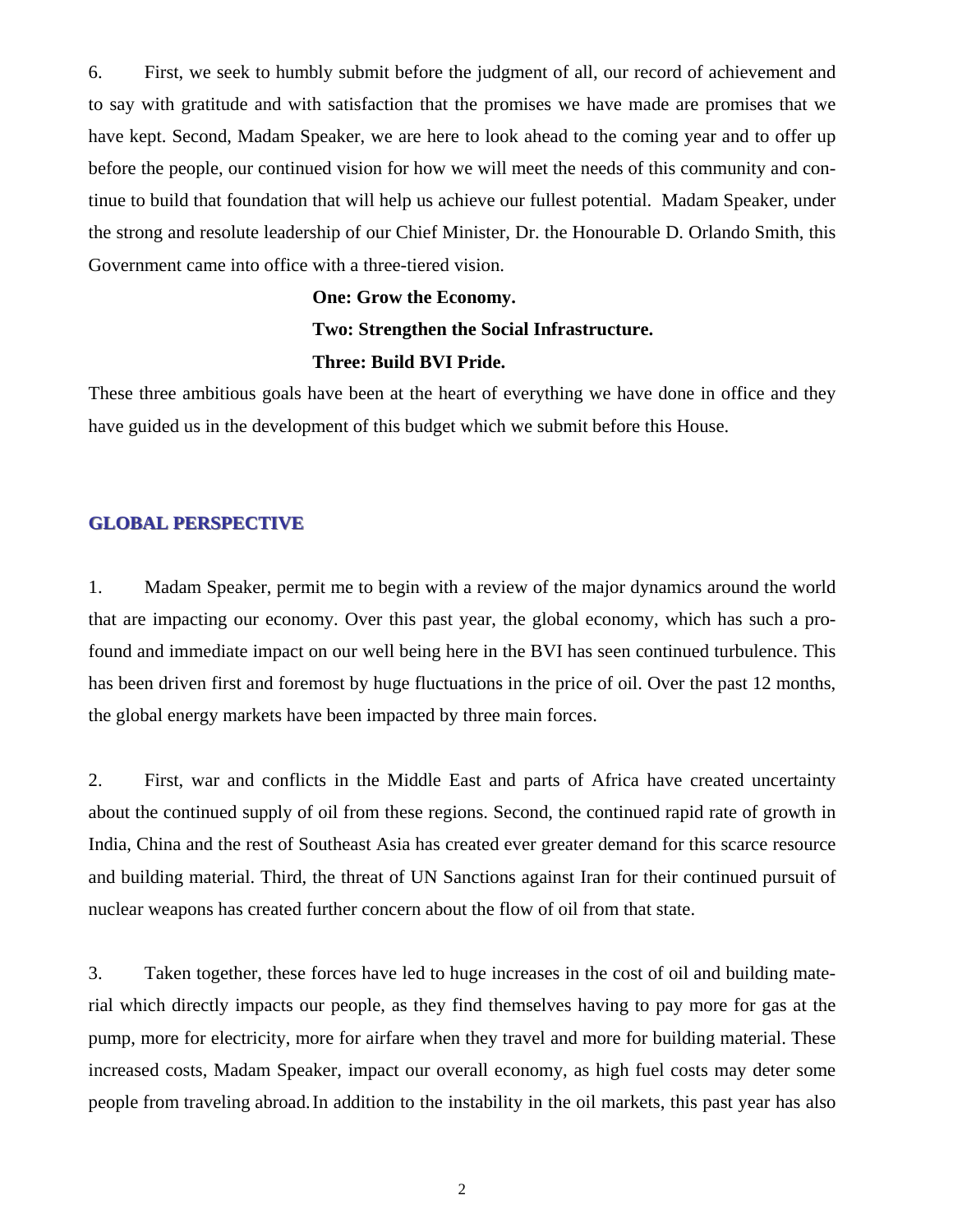6. First, we seek to humbly submit before the judgment of all, our record of achievement and to say with gratitude and with satisfaction that the promises we have made are promises that we have kept. Second, Madam Speaker, we are here to look ahead to the coming year and to offer up before the people, our continued vision for how we will meet the needs of this community and continue to build that foundation that will help us achieve our fullest potential. Madam Speaker, under the strong and resolute leadership of our Chief Minister, Dr. the Honourable D. Orlando Smith, this Government came into office with a three-tiered vision.

**One: Grow the Economy.**

**Two: Strengthen the Social Infrastructure.**

**Three: Build BVI Pride.**

These three ambitious goals have been at the heart of everything we have done in office and they have guided us in the development of this budget which we submit before this House.

## GLOBAL PERSPECTIVE

1. Madam Speaker, permit me to begin with a review of the major dynamics around the world that are impacting our economy. Over this past year, the global economy, which has such a profound and immediate impact on our well being here in the BVI has seen continued turbulence. This has been driven first and foremost by huge fluctuations in the price of oil. Over the past 12 months, the global energy markets have been impacted by three main forces.

2. First, war and conflicts in the Middle East and parts of Africa have created uncertainty about the continued supply of oil from these regions. Second, the continued rapid rate of growth in India, China and the rest of Southeast Asia has created ever greater demand for this scarce resource and building material. Third, the threat of UN Sanctions against Iran for their continued pursuit of nuclear weapons has created further concern about the flow of oil from that state.

3. Taken together, these forces have led to huge increases in the cost of oil and building material which directly impacts our people, as they find themselves having to pay more for gas at the pump, more for electricity, more for airfare when they travel and more for building material. These increased costs, Madam Speaker, impact our overall economy, as high fuel costs may deter some people from traveling abroad. In addition to the instability in the oil markets, this past year has also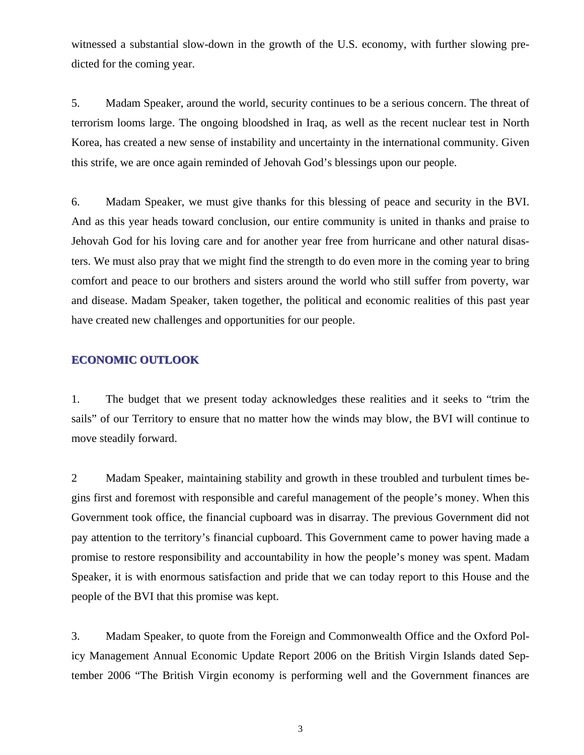witnessed a substantial slow-down in the growth of the U.S. economy, with further slowing predicted for the coming year.

5. Madam Speaker, around the world, security continues to be a serious concern. The threat of terrorism looms large. The ongoing bloodshed in Iraq, as well as the recent nuclear test in North Korea, has created a new sense of instability and uncertainty in the international community. Given this strife, we are once again reminded of Jehovah God's blessings upon our people.

6. Madam Speaker, we must give thanks for this blessing of peace and security in the BVI. And as this year heads toward conclusion, our entire community is united in thanks and praise to Jehovah God for his loving care and for another year free from hurricane and other natural disasters. We must also pray that we might find the strength to do even more in the coming year to bring comfort and peace to our brothers and sisters around the world who still suffer from poverty, war and disease. Madam Speaker, taken together, the political and economic realities of this past year have created new challenges and opportunities for our people.

## ECONOMIC OUTLOOK

1. The budget that we present today acknowledges these realities and it seeks to "trim the sails" of our Territory to ensure that no matter how the winds may blow, the BVI will continue to move steadily forward.

2 Madam Speaker, maintaining stability and growth in these troubled and turbulent times begins first and foremost with responsible and careful management of the people's money. When this Government took office, the financial cupboard was in disarray. The previous Government did not pay attention to the territory's financial cupboard. This Government came to power having made a promise to restore responsibility and accountability in how the people's money was spent. Madam Speaker, it is with enormous satisfaction and pride that we can today report to this House and the people of the BVI that this promise was kept.

3. Madam Speaker, to quote from the Foreign and Commonwealth Office and the Oxford Policy Management Annual Economic Update Report 2006 on the British Virgin Islands dated September 2006 "The British Virgin economy is performing well and the Government finances are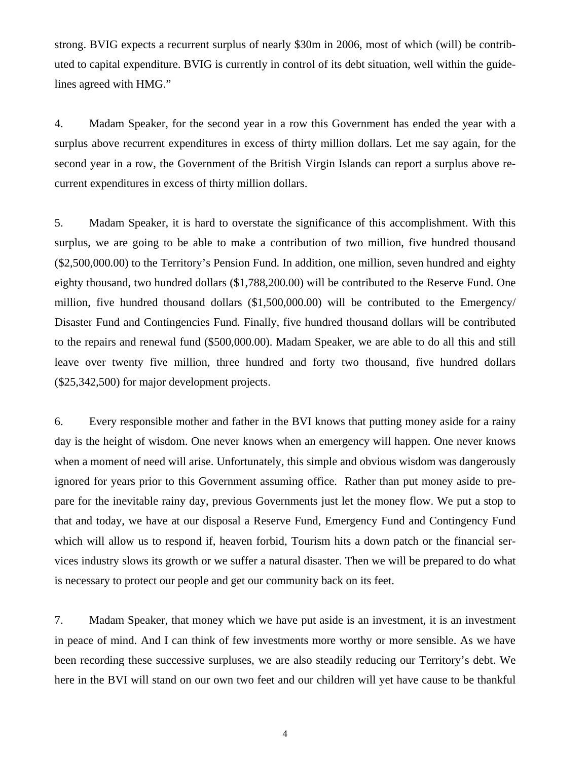strong. BVIG expects a recurrent surplus of nearly $30m in 2006, most of which (will) be contributed to capital expenditure. BVIG is currently in control of its debt situation, well within the guidelines agreed with HMG."

4. Madam Speaker, for the second year in a row this Government has ended the year with a surplus above recurrent expenditures in excess of thirty million dollars. Let me say again, for the second year in a row, the Government of the British Virgin Islands can report a surplus above recurrent expenditures in excess of thirty million dollars.

5. Madam Speaker, it is hard to overstate the significance of this accomplishment. With this surplus, we are going to be able to make a contribution of two million, five hundred thousand ($2,500,000.00) to the Territory's Pension Fund. In addition, one million, seven hundred and eighty eighty thousand, two hundred dollars ($1,788,200.00) will be contributed to the Reserve Fund. One million, five hundred thousand dollars ($1,500,000.00) will be contributed to the Emergency/ Disaster Fund and Contingencies Fund. Finally, five hundred thousand dollars will be contributed to the repairs and renewal fund ($500,000.00). Madam Speaker, we are able to do all this and still leave over twenty five million, three hundred and forty two thousand, five hundred dollars ($25,342,500) for major development projects.

6. Every responsible mother and father in the BVI knows that putting money aside for a rainy day is the height of wisdom. One never knows when an emergency will happen. One never knows when a moment of need will arise. Unfortunately, this simple and obvious wisdom was dangerously ignored for years prior to this Government assuming office. Rather than put money aside to prepare for the inevitable rainy day, previous Governments just let the money flow. We put a stop to that and today, we have at our disposal a Reserve Fund, Emergency Fund and Contingency Fund which will allow us to respond if, heaven forbid, Tourism hits a down patch or the financial services industry slows its growth or we suffer a natural disaster. Then we will be prepared to do what is necessary to protect our people and get our community back on its feet.

7. Madam Speaker, that money which we have put aside is an investment, it is an investment in peace of mind. And I can think of few investments more worthy or more sensible. As we have been recording these successive surpluses, we are also steadily reducing our Territory's debt. We here in the BVI will stand on our own two feet and our children will yet have cause to be thankful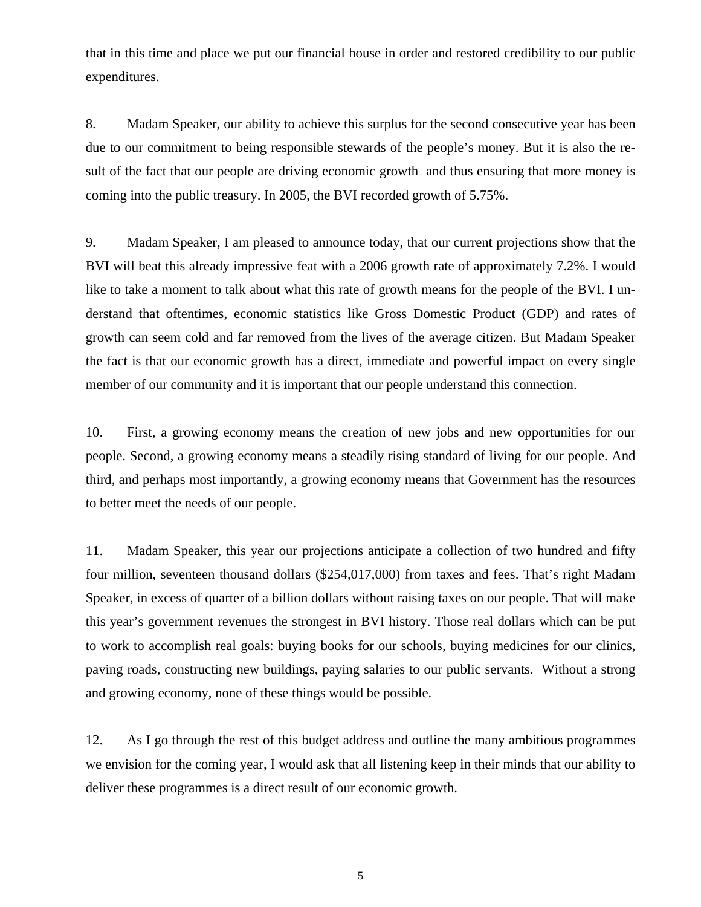that in this time and place we put our financial house in order and restored credibility to our public expenditures.

8. Madam Speaker, our ability to achieve this surplus for the second consecutive year has been due to our commitment to being responsible stewards of the people's money. But it is also the result of the fact that our people are driving economic growth and thus ensuring that more money is coming into the public treasury. In 2005, the BVI recorded growth of 5.75%.

9. Madam Speaker, I am pleased to announce today, that our current projections show that the BVI will beat this already impressive feat with a 2006 growth rate of approximately 7.2%. I would like to take a moment to talk about what this rate of growth means for the people of the BVI. I understand that oftentimes, economic statistics like Gross Domestic Product (GDP) and rates of growth can seem cold and far removed from the lives of the average citizen. But Madam Speaker the fact is that our economic growth has a direct, immediate and powerful impact on every single member of our community and it is important that our people understand this connection.

10. First, a growing economy means the creation of new jobs and new opportunities for our people. Second, a growing economy means a steadily rising standard of living for our people. And third, and perhaps most importantly, a growing economy means that Government has the resources to better meet the needs of our people.

11. Madam Speaker, this year our projections anticipate a collection of two hundred and fifty four million, seventeen thousand dollars ($254,017,000) from taxes and fees. That's right Madam Speaker, in excess of quarter of a billion dollars without raising taxes on our people. That will make this year's government revenues the strongest in BVI history. Those real dollars which can be put to work to accomplish real goals: buying books for our schools, buying medicines for our clinics, paving roads, constructing new buildings, paying salaries to our public servants. Without a strong and growing economy, none of these things would be possible.

12. As I go through the rest of this budget address and outline the many ambitious programmes we envision for the coming year, I would ask that all listening keep in their minds that our ability to deliver these programmes is a direct result of our economic growth.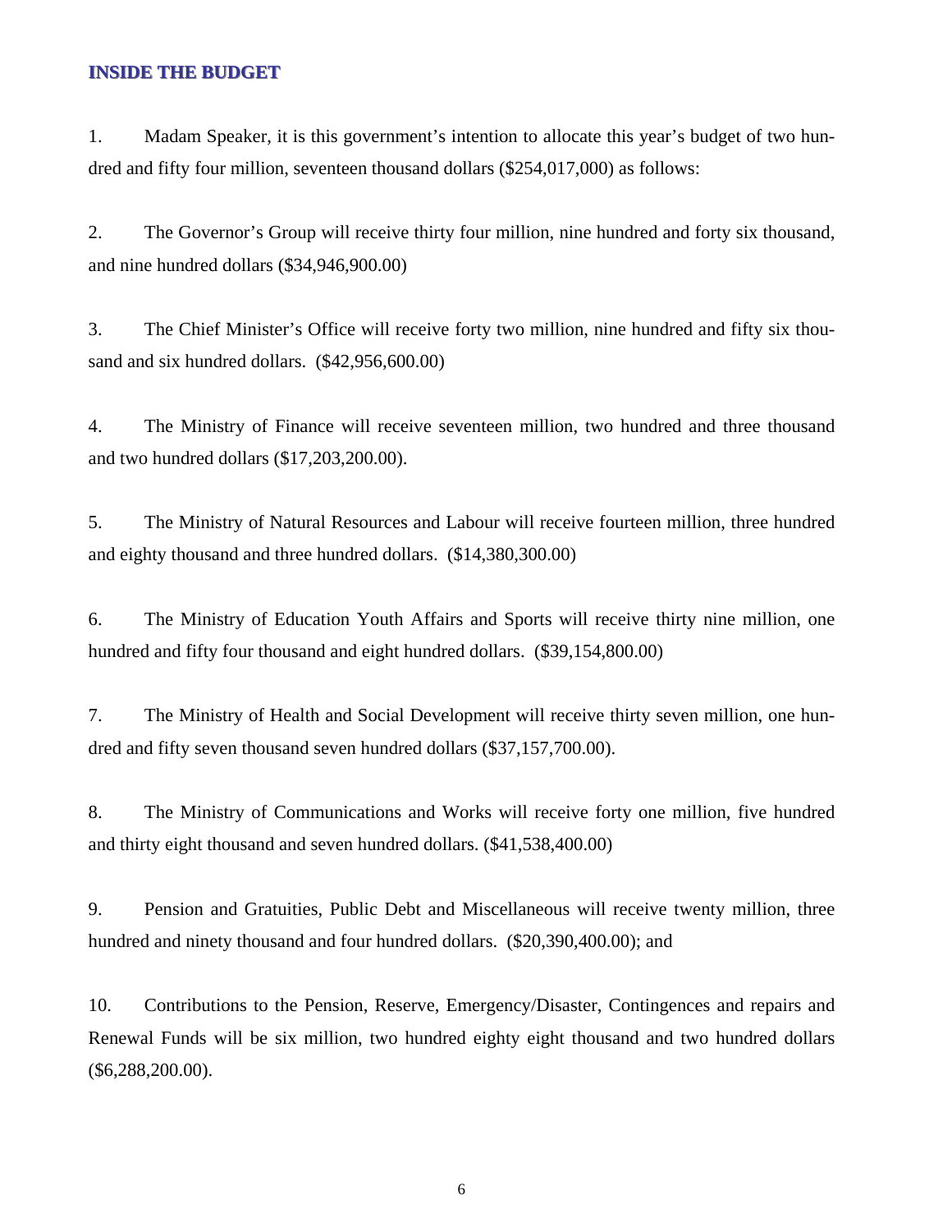## INSIDE THE BUDGET

1. Madam Speaker, it is this government's intention to allocate this year's budget of two hundred and fifty four million, seventeen thousand dollars ($254,017,000) as follows:

2. The Governor's Group will receive thirty four million, nine hundred and forty six thousand, and nine hundred dollars ($34,946,900.00)

3. The Chief Minister's Office will receive forty two million, nine hundred and fifty six thousand and six hundred dollars. ($42,956,600.00)

4. The Ministry of Finance will receive seventeen million, two hundred and three thousand and two hundred dollars ($17,203,200.00).

5. The Ministry of Natural Resources and Labour will receive fourteen million, three hundred and eighty thousand and three hundred dollars. ($14,380,300.00)

6. The Ministry of Education Youth Affairs and Sports will receive thirty nine million, one hundred and fifty four thousand and eight hundred dollars. ($39,154,800.00)

7. The Ministry of Health and Social Development will receive thirty seven million, one hundred and fifty seven thousand seven hundred dollars ($37,157,700.00).

8. The Ministry of Communications and Works will receive forty one million, five hundred and thirty eight thousand and seven hundred dollars. ($41,538,400.00)

9. Pension and Gratuities, Public Debt and Miscellaneous will receive twenty million, three hundred and ninety thousand and four hundred dollars. ($20,390,400.00); and

10. Contributions to the Pension, Reserve, Emergency/Disaster, Contingences and repairs and Renewal Funds will be six million, two hundred eighty eight thousand and two hundred dollars ($6,288,200.00).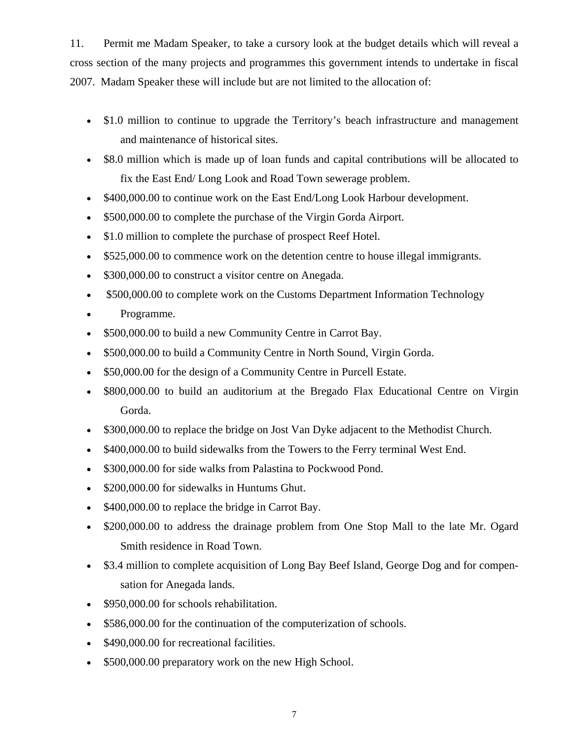11. Permit me Madam Speaker, to take a cursory look at the budget details which will reveal a cross section of the many projects and programmes this government intends to undertake in fiscal 2007. Madam Speaker these will include but are not limited to the allocation of:

- $1.0 million to continue to upgrade the Territory's beach infrastructure and management and maintenance of historical sites.
- $8.0 million which is made up of loan funds and capital contributions will be allocated to fix the East End/ Long Look and Road Town sewerage problem.
- $400,000.00 to continue work on the East End/Long Look Harbour development.
- $500,000.00 to complete the purchase of the Virgin Gorda Airport.
- $1.0 million to complete the purchase of prospect Reef Hotel.
- $525,000.00 to commence work on the detention centre to house illegal immigrants.
- $300,000.00 to construct a visitor centre on Anegada.
- $500,000.00 to complete work on the Customs Department Information Technology
- Programme.
- $500,000.00 to build a new Community Centre in Carrot Bay.
- $500,000.00 to build a Community Centre in North Sound, Virgin Gorda.
- $50,000.00 for the design of a Community Centre in Purcell Estate.
- $800,000.00 to build an auditorium at the Bregado Flax Educational Centre on Virgin Gorda.
- $300,000.00 to replace the bridge on Jost Van Dyke adjacent to the Methodist Church.
- $400,000.00 to build sidewalks from the Towers to the Ferry terminal West End.
- $300,000.00 for side walks from Palastina to Pockwood Pond.
- $200,000.00 for sidewalks in Huntums Ghut.
- $400,000.00 to replace the bridge in Carrot Bay.
- $200,000.00 to address the drainage problem from One Stop Mall to the late Mr. Ogard Smith residence in Road Town.
- $3.4 million to complete acquisition of Long Bay Beef Island, George Dog and for compensation for Anegada lands.
- $950,000.00 for schools rehabilitation.
- $586,000.00 for the continuation of the computerization of schools.
- $490,000.00 for recreational facilities.
- $500,000.00 preparatory work on the new High School.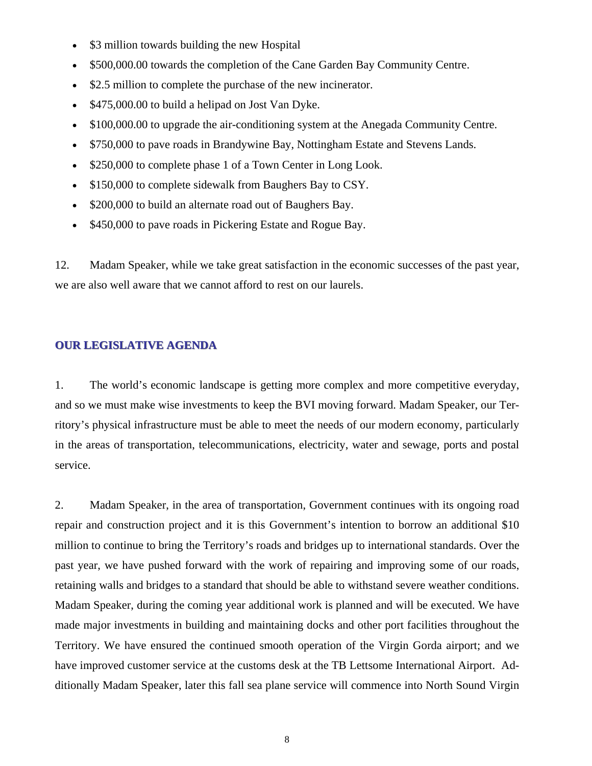- $3 million towards building the new Hospital
- $500,000.00 towards the completion of the Cane Garden Bay Community Centre.
- $2.5 million to complete the purchase of the new incinerator.
- $475,000.00 to build a helipad on Jost Van Dyke.
- $100,000.00 to upgrade the air-conditioning system at the Anegada Community Centre.
- $750,000 to pave roads in Brandywine Bay, Nottingham Estate and Stevens Lands.
- $250,000 to complete phase 1 of a Town Center in Long Look.
- $150,000 to complete sidewalk from Baughers Bay to CSY.
- $200,000 to build an alternate road out of Baughers Bay.
- $450,000 to pave roads in Pickering Estate and Rogue Bay.

12. Madam Speaker, while we take great satisfaction in the economic successes of the past year, we are also well aware that we cannot afford to rest on our laurels.

## OUR LEGISLATIVE AGENDA

1. The world's economic landscape is getting more complex and more competitive everyday, and so we must make wise investments to keep the BVI moving forward. Madam Speaker, our Territory's physical infrastructure must be able to meet the needs of our modern economy, particularly in the areas of transportation, telecommunications, electricity, water and sewage, ports and postal service.

2. Madam Speaker, in the area of transportation, Government continues with its ongoing road repair and construction project and it is this Government's intention to borrow an additional $10 million to continue to bring the Territory's roads and bridges up to international standards. Over the past year, we have pushed forward with the work of repairing and improving some of our roads, retaining walls and bridges to a standard that should be able to withstand severe weather conditions. Madam Speaker, during the coming year additional work is planned and will be executed. We have made major investments in building and maintaining docks and other port facilities throughout the Territory. We have ensured the continued smooth operation of the Virgin Gorda airport; and we have improved customer service at the customs desk at the TB Lettsome International Airport. Additionally Madam Speaker, later this fall sea plane service will commence into North Sound Virgin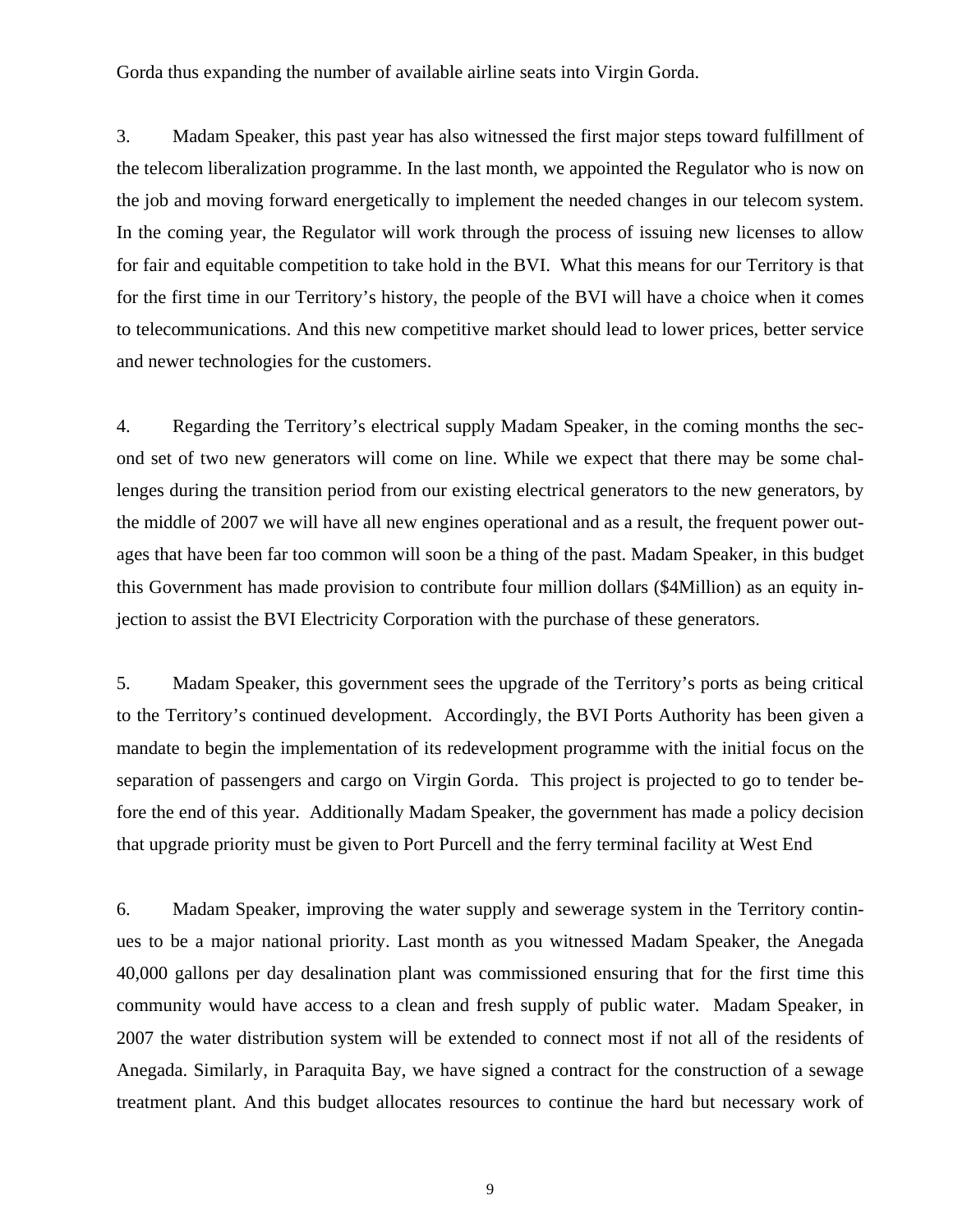Gorda thus expanding the number of available airline seats into Virgin Gorda.

3. Madam Speaker, this past year has also witnessed the first major steps toward fulfillment of the telecom liberalization programme. In the last month, we appointed the Regulator who is now on the job and moving forward energetically to implement the needed changes in our telecom system. In the coming year, the Regulator will work through the process of issuing new licenses to allow for fair and equitable competition to take hold in the BVI. What this means for our Territory is that for the first time in our Territory's history, the people of the BVI will have a choice when it comes to telecommunications. And this new competitive market should lead to lower prices, better service and newer technologies for the customers.

4. Regarding the Territory's electrical supply Madam Speaker, in the coming months the second set of two new generators will come on line. While we expect that there may be some challenges during the transition period from our existing electrical generators to the new generators, by the middle of 2007 we will have all new engines operational and as a result, the frequent power outages that have been far too common will soon be a thing of the past. Madam Speaker, in this budget this Government has made provision to contribute four million dollars ($4Million) as an equity injection to assist the BVI Electricity Corporation with the purchase of these generators.

5. Madam Speaker, this government sees the upgrade of the Territory's ports as being critical to the Territory's continued development. Accordingly, the BVI Ports Authority has been given a mandate to begin the implementation of its redevelopment programme with the initial focus on the separation of passengers and cargo on Virgin Gorda. This project is projected to go to tender before the end of this year. Additionally Madam Speaker, the government has made a policy decision that upgrade priority must be given to Port Purcell and the ferry terminal facility at West End

6. Madam Speaker, improving the water supply and sewerage system in the Territory continues to be a major national priority. Last month as you witnessed Madam Speaker, the Anegada 40,000 gallons per day desalination plant was commissioned ensuring that for the first time this community would have access to a clean and fresh supply of public water. Madam Speaker, in 2007 the water distribution system will be extended to connect most if not all of the residents of Anegada. Similarly, in Paraquita Bay, we have signed a contract for the construction of a sewage treatment plant. And this budget allocates resources to continue the hard but necessary work of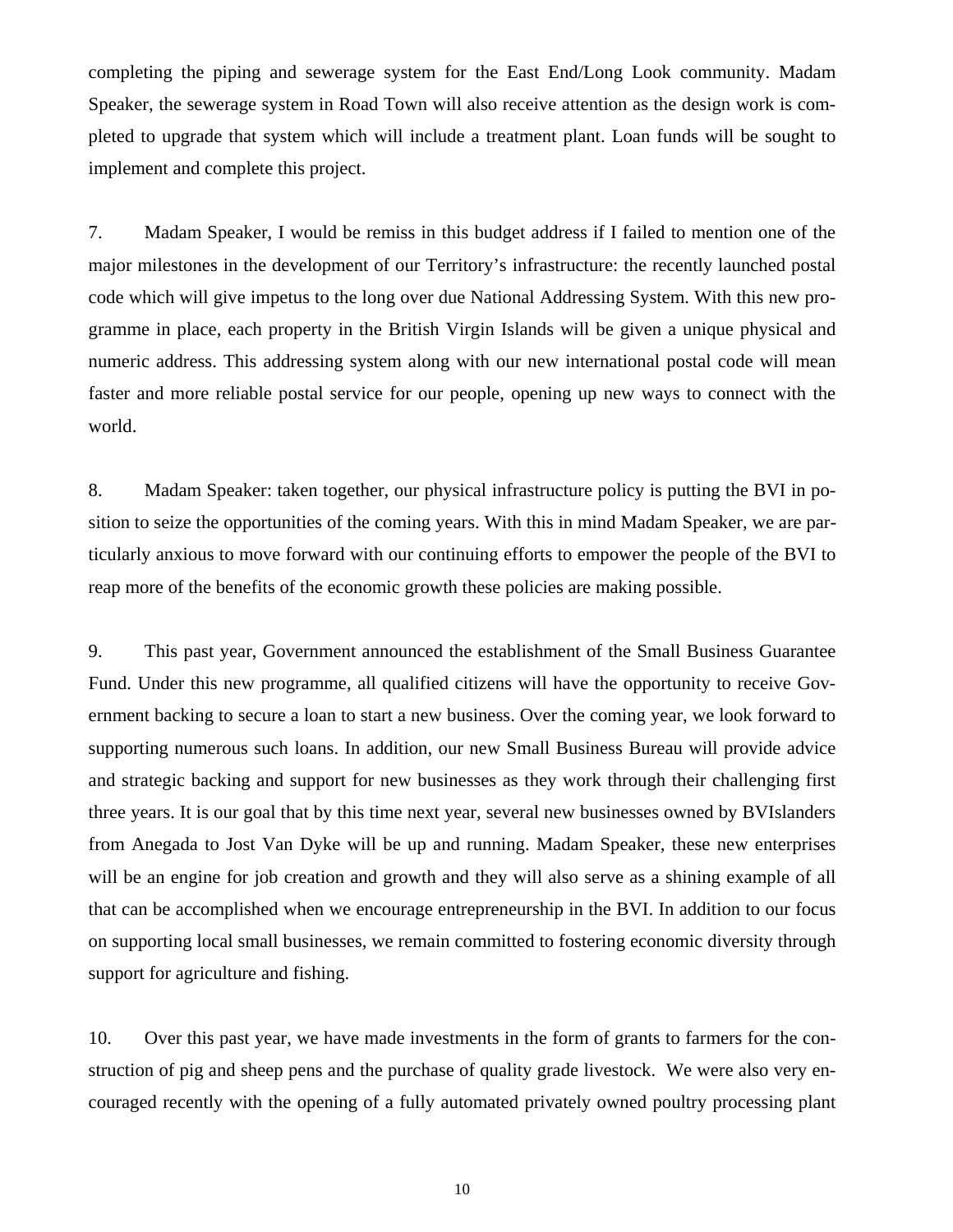completing the piping and sewerage system for the East End/Long Look community. Madam Speaker, the sewerage system in Road Town will also receive attention as the design work is completed to upgrade that system which will include a treatment plant. Loan funds will be sought to implement and complete this project.

7. Madam Speaker, I would be remiss in this budget address if I failed to mention one of the major milestones in the development of our Territory's infrastructure: the recently launched postal code which will give impetus to the long over due National Addressing System. With this new programme in place, each property in the British Virgin Islands will be given a unique physical and numeric address. This addressing system along with our new international postal code will mean faster and more reliable postal service for our people, opening up new ways to connect with the world.

8. Madam Speaker: taken together, our physical infrastructure policy is putting the BVI in position to seize the opportunities of the coming years. With this in mind Madam Speaker, we are particularly anxious to move forward with our continuing efforts to empower the people of the BVI to reap more of the benefits of the economic growth these policies are making possible.

9. This past year, Government announced the establishment of the Small Business Guarantee Fund. Under this new programme, all qualified citizens will have the opportunity to receive Government backing to secure a loan to start a new business. Over the coming year, we look forward to supporting numerous such loans. In addition, our new Small Business Bureau will provide advice and strategic backing and support for new businesses as they work through their challenging first three years. It is our goal that by this time next year, several new businesses owned by BVIslanders from Anegada to Jost Van Dyke will be up and running. Madam Speaker, these new enterprises will be an engine for job creation and growth and they will also serve as a shining example of all that can be accomplished when we encourage entrepreneurship in the BVI. In addition to our focus on supporting local small businesses, we remain committed to fostering economic diversity through support for agriculture and fishing.

10. Over this past year, we have made investments in the form of grants to farmers for the construction of pig and sheep pens and the purchase of quality grade livestock. We were also very encouraged recently with the opening of a fully automated privately owned poultry processing plant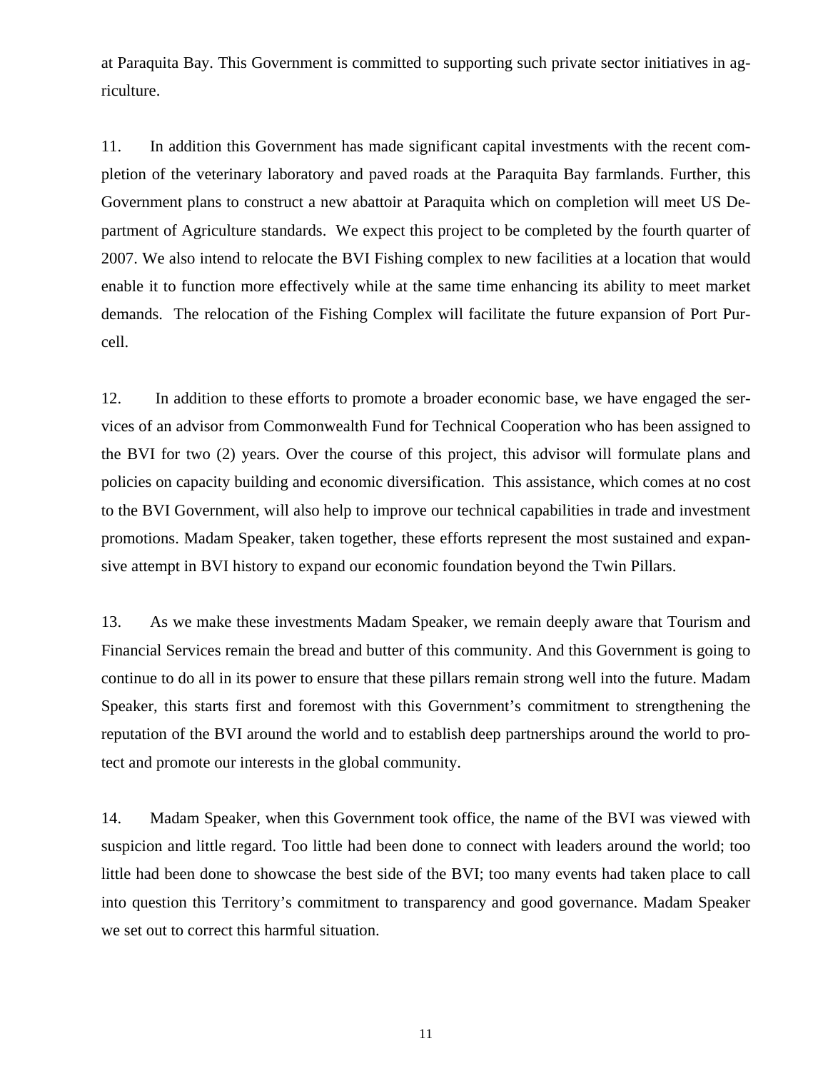at Paraquita Bay. This Government is committed to supporting such private sector initiatives in agriculture.

11. In addition this Government has made significant capital investments with the recent completion of the veterinary laboratory and paved roads at the Paraquita Bay farmlands. Further, this Government plans to construct a new abattoir at Paraquita which on completion will meet US Department of Agriculture standards. We expect this project to be completed by the fourth quarter of 2007. We also intend to relocate the BVI Fishing complex to new facilities at a location that would enable it to function more effectively while at the same time enhancing its ability to meet market demands. The relocation of the Fishing Complex will facilitate the future expansion of Port Purcell.

12. In addition to these efforts to promote a broader economic base, we have engaged the services of an advisor from Commonwealth Fund for Technical Cooperation who has been assigned to the BVI for two (2) years. Over the course of this project, this advisor will formulate plans and policies on capacity building and economic diversification. This assistance, which comes at no cost to the BVI Government, will also help to improve our technical capabilities in trade and investment promotions. Madam Speaker, taken together, these efforts represent the most sustained and expansive attempt in BVI history to expand our economic foundation beyond the Twin Pillars.

13. As we make these investments Madam Speaker, we remain deeply aware that Tourism and Financial Services remain the bread and butter of this community. And this Government is going to continue to do all in its power to ensure that these pillars remain strong well into the future. Madam Speaker, this starts first and foremost with this Government's commitment to strengthening the reputation of the BVI around the world and to establish deep partnerships around the world to protect and promote our interests in the global community.

14. Madam Speaker, when this Government took office, the name of the BVI was viewed with suspicion and little regard. Too little had been done to connect with leaders around the world; too little had been done to showcase the best side of the BVI; too many events had taken place to call into question this Territory's commitment to transparency and good governance. Madam Speaker we set out to correct this harmful situation.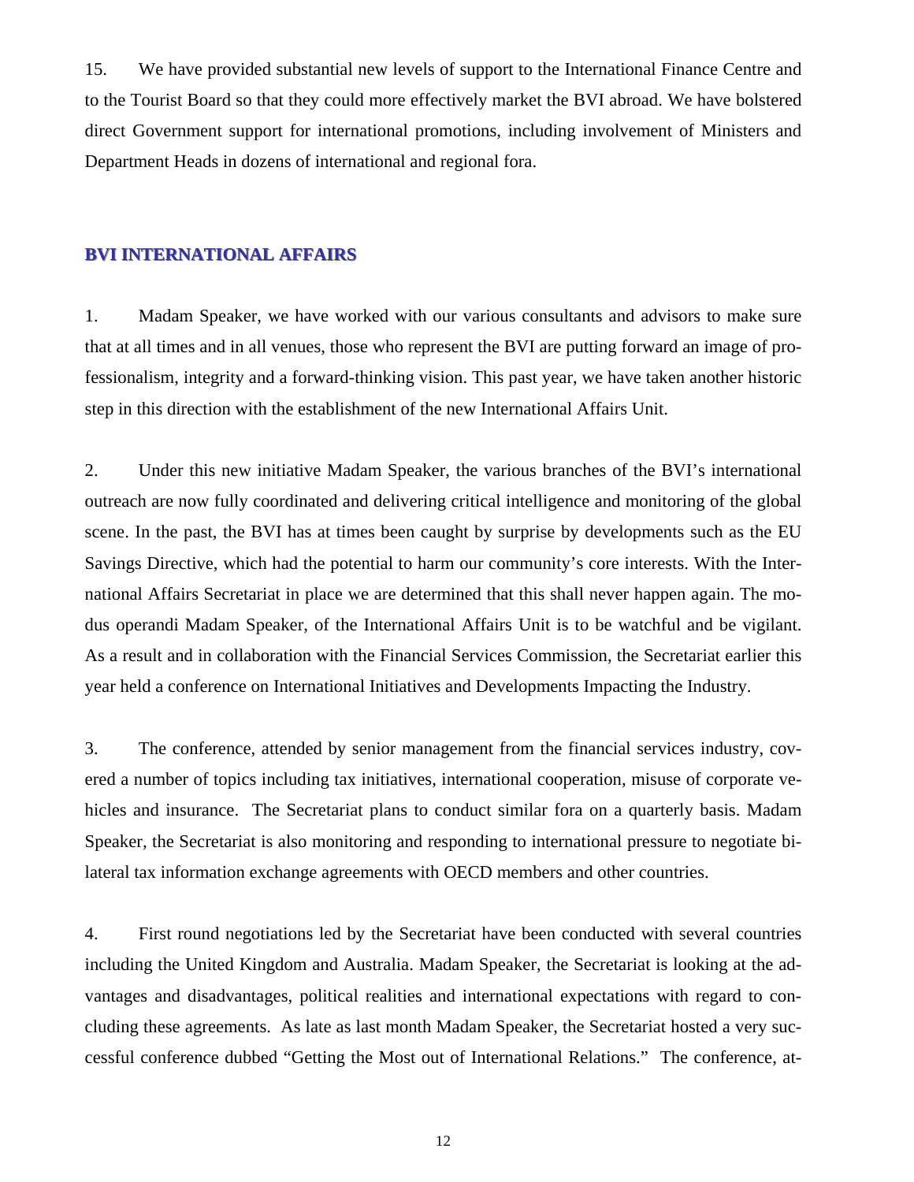15. We have provided substantial new levels of support to the International Finance Centre and to the Tourist Board so that they could more effectively market the BVI abroad. We have bolstered direct Government support for international promotions, including involvement of Ministers and Department Heads in dozens of international and regional fora.

## BVI INTERNATIONAL AFFAIRS

1. Madam Speaker, we have worked with our various consultants and advisors to make sure that at all times and in all venues, those who represent the BVI are putting forward an image of professionalism, integrity and a forward-thinking vision. This past year, we have taken another historic step in this direction with the establishment of the new International Affairs Unit.

2. Under this new initiative Madam Speaker, the various branches of the BVI's international outreach are now fully coordinated and delivering critical intelligence and monitoring of the global scene. In the past, the BVI has at times been caught by surprise by developments such as the EU Savings Directive, which had the potential to harm our community's core interests. With the International Affairs Secretariat in place we are determined that this shall never happen again. The modus operandi Madam Speaker, of the International Affairs Unit is to be watchful and be vigilant. As a result and in collaboration with the Financial Services Commission, the Secretariat earlier this year held a conference on International Initiatives and Developments Impacting the Industry.

3. The conference, attended by senior management from the financial services industry, covered a number of topics including tax initiatives, international cooperation, misuse of corporate vehicles and insurance. The Secretariat plans to conduct similar fora on a quarterly basis. Madam Speaker, the Secretariat is also monitoring and responding to international pressure to negotiate bilateral tax information exchange agreements with OECD members and other countries.

4. First round negotiations led by the Secretariat have been conducted with several countries including the United Kingdom and Australia. Madam Speaker, the Secretariat is looking at the advantages and disadvantages, political realities and international expectations with regard to concluding these agreements. As late as last month Madam Speaker, the Secretariat hosted a very successful conference dubbed "Getting the Most out of International Relations." The conference, at-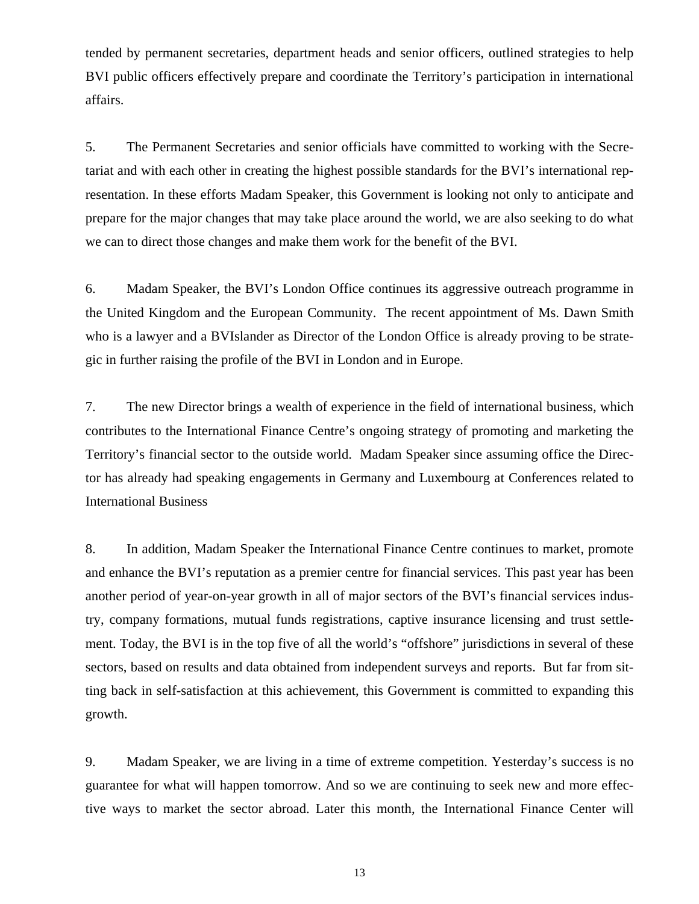tended by permanent secretaries, department heads and senior officers, outlined strategies to help BVI public officers effectively prepare and coordinate the Territory's participation in international affairs.

5. The Permanent Secretaries and senior officials have committed to working with the Secretariat and with each other in creating the highest possible standards for the BVI's international representation. In these efforts Madam Speaker, this Government is looking not only to anticipate and prepare for the major changes that may take place around the world, we are also seeking to do what we can to direct those changes and make them work for the benefit of the BVI.

6. Madam Speaker, the BVI's London Office continues its aggressive outreach programme in the United Kingdom and the European Community. The recent appointment of Ms. Dawn Smith who is a lawyer and a BVIslander as Director of the London Office is already proving to be strategic in further raising the profile of the BVI in London and in Europe.

7. The new Director brings a wealth of experience in the field of international business, which contributes to the International Finance Centre's ongoing strategy of promoting and marketing the Territory's financial sector to the outside world. Madam Speaker since assuming office the Director has already had speaking engagements in Germany and Luxembourg at Conferences related to International Business

8. In addition, Madam Speaker the International Finance Centre continues to market, promote and enhance the BVI's reputation as a premier centre for financial services. This past year has been another period of year-on-year growth in all of major sectors of the BVI's financial services industry, company formations, mutual funds registrations, captive insurance licensing and trust settlement. Today, the BVI is in the top five of all the world's "offshore" jurisdictions in several of these sectors, based on results and data obtained from independent surveys and reports. But far from sitting back in self-satisfaction at this achievement, this Government is committed to expanding this growth.

9. Madam Speaker, we are living in a time of extreme competition. Yesterday's success is no guarantee for what will happen tomorrow. And so we are continuing to seek new and more effective ways to market the sector abroad. Later this month, the International Finance Center will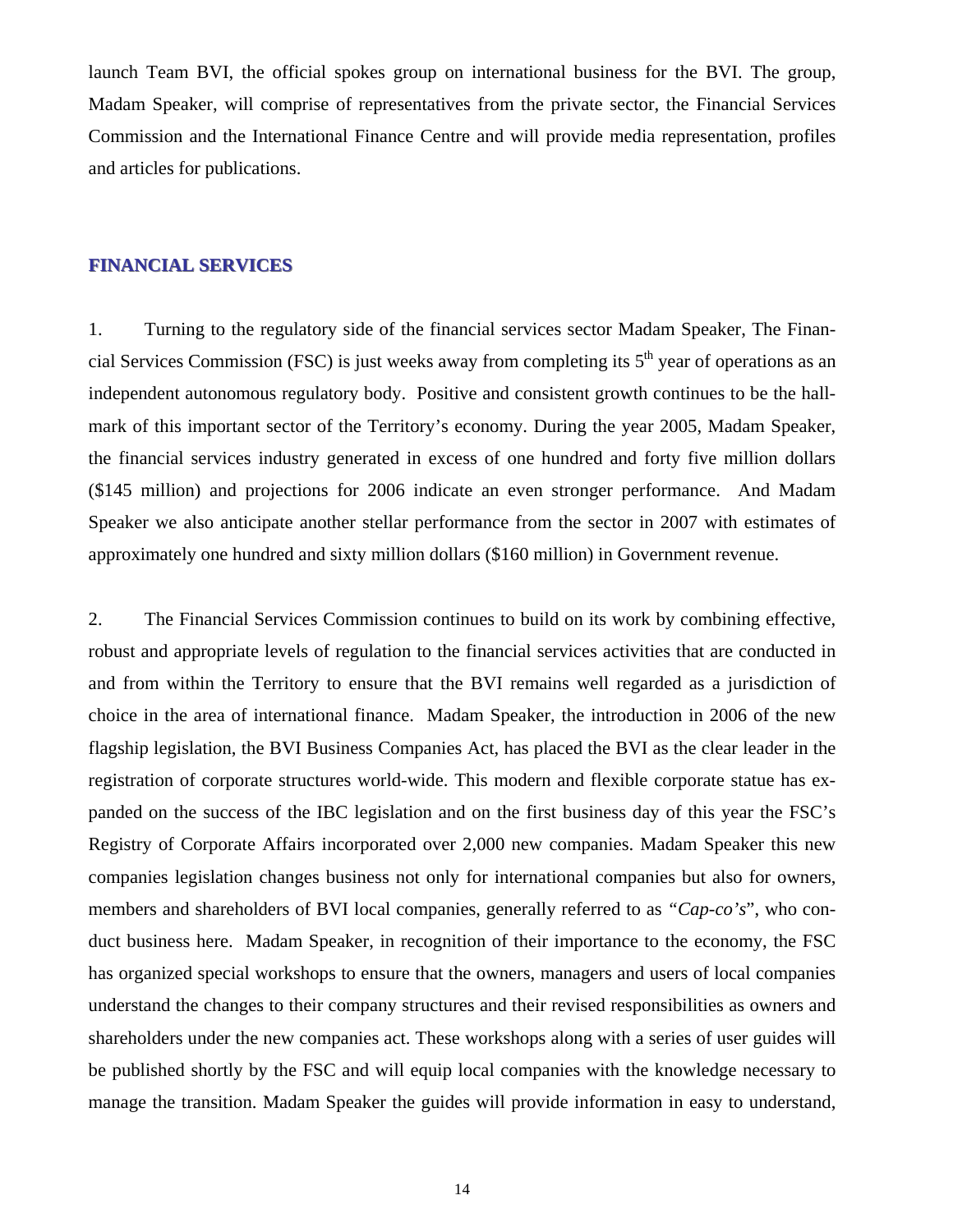launch Team BVI, the official spokes group on international business for the BVI. The group, Madam Speaker, will comprise of representatives from the private sector, the Financial Services Commission and the International Finance Centre and will provide media representation, profiles and articles for publications.

## FINANCIAL SERVICES

1. Turning to the regulatory side of the financial services sector Madam Speaker, The Financial Services Commission (FSC) is just weeks away from completing its 5th year of operations as an independent autonomous regulatory body. Positive and consistent growth continues to be the hallmark of this important sector of the Territory's economy. During the year 2005, Madam Speaker, the financial services industry generated in excess of one hundred and forty five million dollars ($145 million) and projections for 2006 indicate an even stronger performance. And Madam Speaker we also anticipate another stellar performance from the sector in 2007 with estimates of approximately one hundred and sixty million dollars ($160 million) in Government revenue.

2. The Financial Services Commission continues to build on its work by combining effective, robust and appropriate levels of regulation to the financial services activities that are conducted in and from within the Territory to ensure that the BVI remains well regarded as a jurisdiction of choice in the area of international finance. Madam Speaker, the introduction in 2006 of the new flagship legislation, the BVI Business Companies Act, has placed the BVI as the clear leader in the registration of corporate structures world-wide. This modern and flexible corporate statue has expanded on the success of the IBC legislation and on the first business day of this year the FSC's Registry of Corporate Affairs incorporated over 2,000 new companies. Madam Speaker this new companies legislation changes business not only for international companies but also for owners, members and shareholders of BVI local companies, generally referred to as "*Cap-co's*", who conduct business here. Madam Speaker, in recognition of their importance to the economy, the FSC has organized special workshops to ensure that the owners, managers and users of local companies understand the changes to their company structures and their revised responsibilities as owners and shareholders under the new companies act. These workshops along with a series of user guides will be published shortly by the FSC and will equip local companies with the knowledge necessary to manage the transition. Madam Speaker the guides will provide information in easy to understand,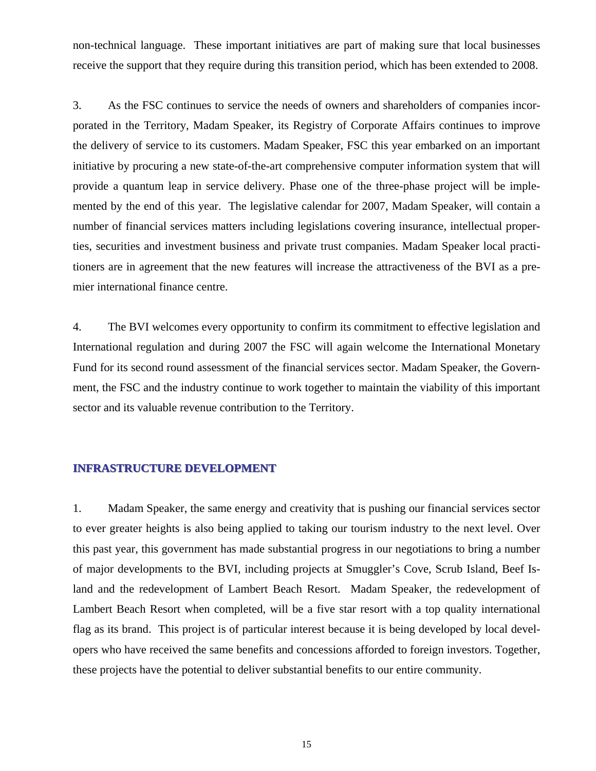non-technical language. These important initiatives are part of making sure that local businesses receive the support that they require during this transition period, which has been extended to 2008.

3. As the FSC continues to service the needs of owners and shareholders of companies incorporated in the Territory, Madam Speaker, its Registry of Corporate Affairs continues to improve the delivery of service to its customers. Madam Speaker, FSC this year embarked on an important initiative by procuring a new state-of-the-art comprehensive computer information system that will provide a quantum leap in service delivery. Phase one of the three-phase project will be implemented by the end of this year. The legislative calendar for 2007, Madam Speaker, will contain a number of financial services matters including legislations covering insurance, intellectual properties, securities and investment business and private trust companies. Madam Speaker local practitioners are in agreement that the new features will increase the attractiveness of the BVI as a premier international finance centre.

4. The BVI welcomes every opportunity to confirm its commitment to effective legislation and International regulation and during 2007 the FSC will again welcome the International Monetary Fund for its second round assessment of the financial services sector. Madam Speaker, the Government, the FSC and the industry continue to work together to maintain the viability of this important sector and its valuable revenue contribution to the Territory.

## INFRASTRUCTURE DEVELOPMENT

1. Madam Speaker, the same energy and creativity that is pushing our financial services sector to ever greater heights is also being applied to taking our tourism industry to the next level. Over this past year, this government has made substantial progress in our negotiations to bring a number of major developments to the BVI, including projects at Smuggler's Cove, Scrub Island, Beef Island and the redevelopment of Lambert Beach Resort. Madam Speaker, the redevelopment of Lambert Beach Resort when completed, will be a five star resort with a top quality international flag as its brand. This project is of particular interest because it is being developed by local developers who have received the same benefits and concessions afforded to foreign investors. Together, these projects have the potential to deliver substantial benefits to our entire community.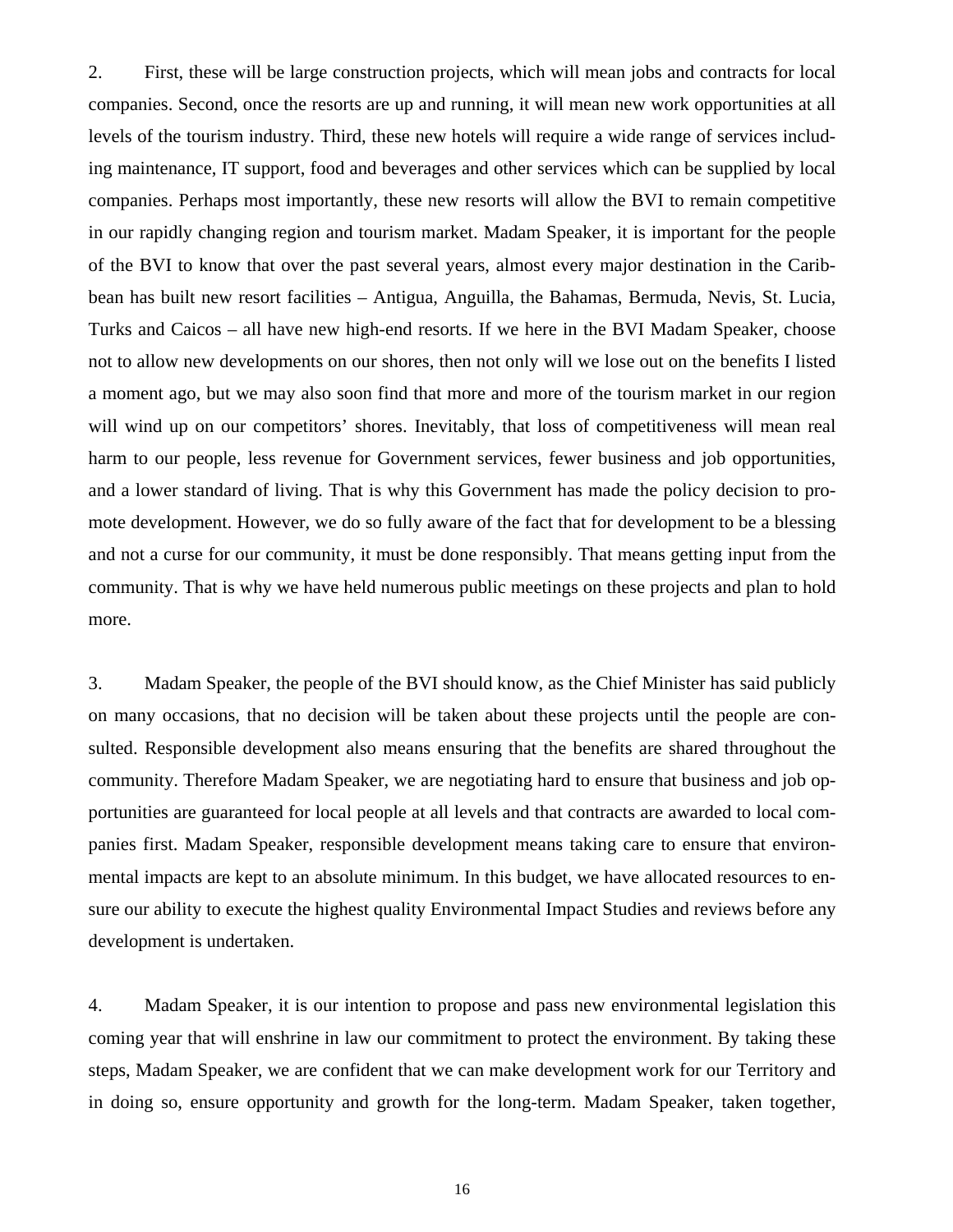2. First, these will be large construction projects, which will mean jobs and contracts for local companies. Second, once the resorts are up and running, it will mean new work opportunities at all levels of the tourism industry. Third, these new hotels will require a wide range of services including maintenance, IT support, food and beverages and other services which can be supplied by local companies. Perhaps most importantly, these new resorts will allow the BVI to remain competitive in our rapidly changing region and tourism market. Madam Speaker, it is important for the people of the BVI to know that over the past several years, almost every major destination in the Caribbean has built new resort facilities – Antigua, Anguilla, the Bahamas, Bermuda, Nevis, St. Lucia, Turks and Caicos – all have new high-end resorts. If we here in the BVI Madam Speaker, choose not to allow new developments on our shores, then not only will we lose out on the benefits I listed a moment ago, but we may also soon find that more and more of the tourism market in our region will wind up on our competitors' shores. Inevitably, that loss of competitiveness will mean real harm to our people, less revenue for Government services, fewer business and job opportunities, and a lower standard of living. That is why this Government has made the policy decision to promote development. However, we do so fully aware of the fact that for development to be a blessing and not a curse for our community, it must be done responsibly. That means getting input from the community. That is why we have held numerous public meetings on these projects and plan to hold more.

3. Madam Speaker, the people of the BVI should know, as the Chief Minister has said publicly on many occasions, that no decision will be taken about these projects until the people are consulted. Responsible development also means ensuring that the benefits are shared throughout the community. Therefore Madam Speaker, we are negotiating hard to ensure that business and job opportunities are guaranteed for local people at all levels and that contracts are awarded to local companies first. Madam Speaker, responsible development means taking care to ensure that environmental impacts are kept to an absolute minimum. In this budget, we have allocated resources to ensure our ability to execute the highest quality Environmental Impact Studies and reviews before any development is undertaken.

4. Madam Speaker, it is our intention to propose and pass new environmental legislation this coming year that will enshrine in law our commitment to protect the environment. By taking these steps, Madam Speaker, we are confident that we can make development work for our Territory and in doing so, ensure opportunity and growth for the long-term. Madam Speaker, taken together,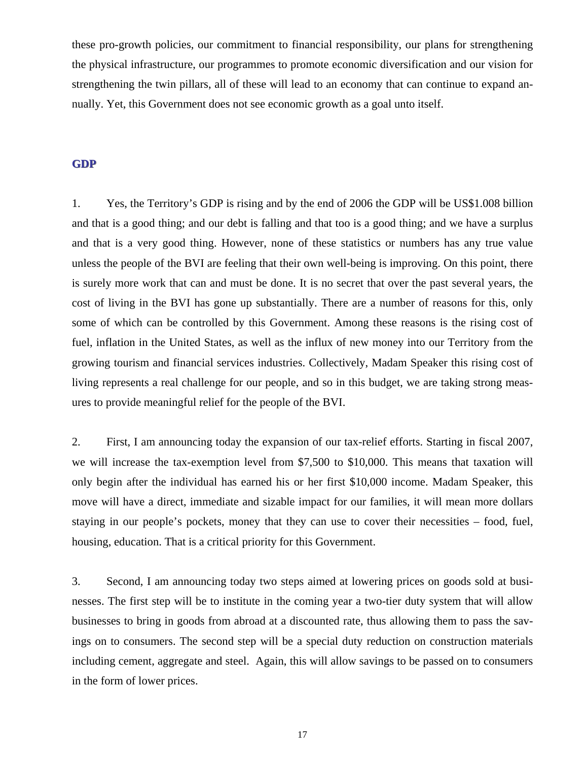these pro-growth policies, our commitment to financial responsibility, our plans for strengthening the physical infrastructure, our programmes to promote economic diversification and our vision for strengthening the twin pillars, all of these will lead to an economy that can continue to expand annually. Yet, this Government does not see economic growth as a goal unto itself.

## GDP

1. Yes, the Territory's GDP is rising and by the end of 2006 the GDP will be US$1.008 billion and that is a good thing; and our debt is falling and that too is a good thing; and we have a surplus and that is a very good thing. However, none of these statistics or numbers has any true value unless the people of the BVI are feeling that their own well-being is improving. On this point, there is surely more work that can and must be done. It is no secret that over the past several years, the cost of living in the BVI has gone up substantially. There are a number of reasons for this, only some of which can be controlled by this Government. Among these reasons is the rising cost of fuel, inflation in the United States, as well as the influx of new money into our Territory from the growing tourism and financial services industries. Collectively, Madam Speaker this rising cost of living represents a real challenge for our people, and so in this budget, we are taking strong measures to provide meaningful relief for the people of the BVI.

2. First, I am announcing today the expansion of our tax-relief efforts. Starting in fiscal 2007, we will increase the tax-exemption level from $7,500 to $10,000. This means that taxation will only begin after the individual has earned his or her first $10,000 income. Madam Speaker, this move will have a direct, immediate and sizable impact for our families, it will mean more dollars staying in our people's pockets, money that they can use to cover their necessities – food, fuel, housing, education. That is a critical priority for this Government.

3. Second, I am announcing today two steps aimed at lowering prices on goods sold at businesses. The first step will be to institute in the coming year a two-tier duty system that will allow businesses to bring in goods from abroad at a discounted rate, thus allowing them to pass the savings on to consumers. The second step will be a special duty reduction on construction materials including cement, aggregate and steel. Again, this will allow savings to be passed on to consumers in the form of lower prices.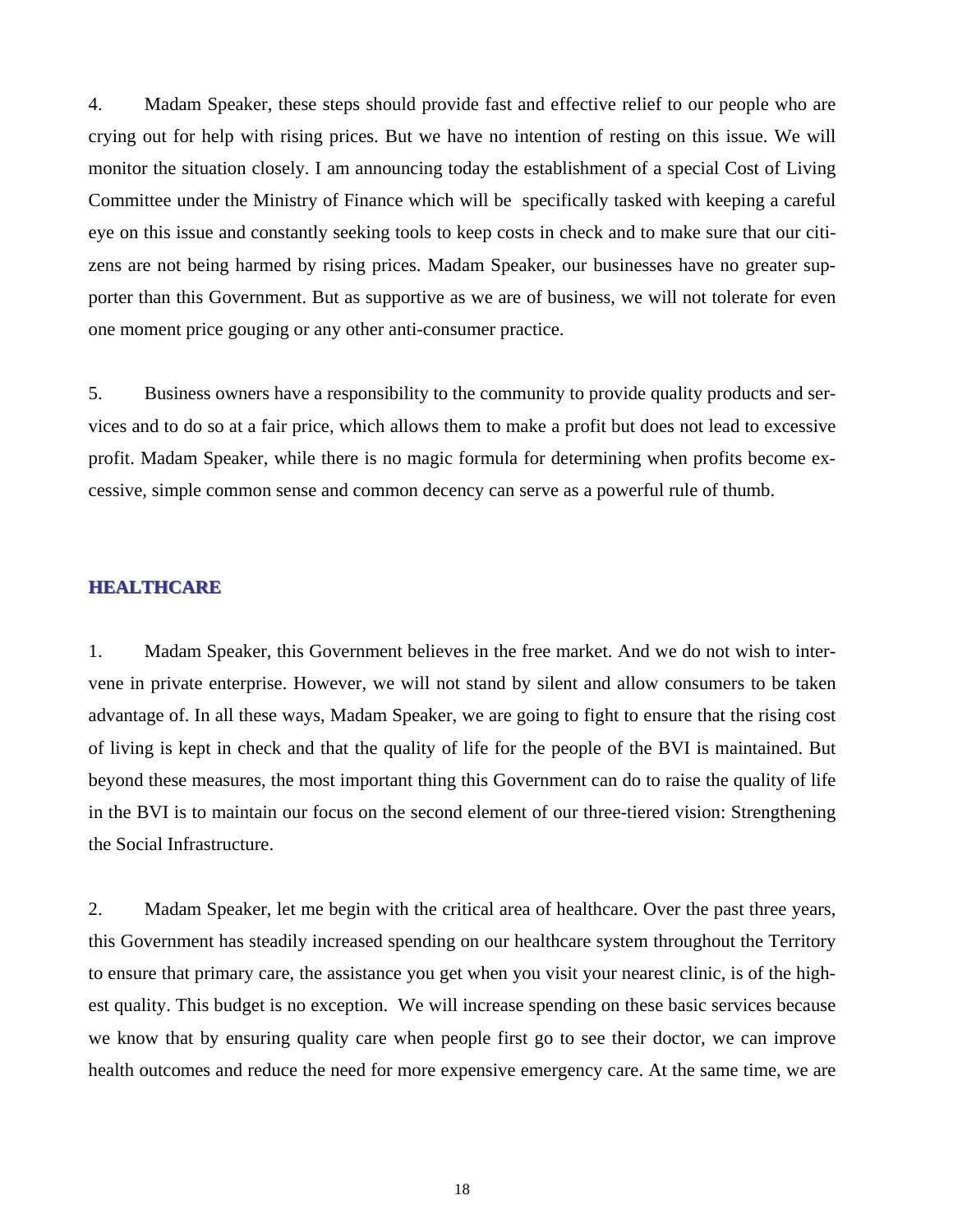4. Madam Speaker, these steps should provide fast and effective relief to our people who are crying out for help with rising prices. But we have no intention of resting on this issue. We will monitor the situation closely. I am announcing today the establishment of a special Cost of Living Committee under the Ministry of Finance which will be specifically tasked with keeping a careful eye on this issue and constantly seeking tools to keep costs in check and to make sure that our citizens are not being harmed by rising prices. Madam Speaker, our businesses have no greater supporter than this Government. But as supportive as we are of business, we will not tolerate for even one moment price gouging or any other anti-consumer practice.

5. Business owners have a responsibility to the community to provide quality products and services and to do so at a fair price, which allows them to make a profit but does not lead to excessive profit. Madam Speaker, while there is no magic formula for determining when profits become excessive, simple common sense and common decency can serve as a powerful rule of thumb.

## HEALTHCARE

1. Madam Speaker, this Government believes in the free market. And we do not wish to intervene in private enterprise. However, we will not stand by silent and allow consumers to be taken advantage of. In all these ways, Madam Speaker, we are going to fight to ensure that the rising cost of living is kept in check and that the quality of life for the people of the BVI is maintained. But beyond these measures, the most important thing this Government can do to raise the quality of life in the BVI is to maintain our focus on the second element of our three-tiered vision: Strengthening the Social Infrastructure.

2. Madam Speaker, let me begin with the critical area of healthcare. Over the past three years, this Government has steadily increased spending on our healthcare system throughout the Territory to ensure that primary care, the assistance you get when you visit your nearest clinic, is of the highest quality. This budget is no exception. We will increase spending on these basic services because we know that by ensuring quality care when people first go to see their doctor, we can improve health outcomes and reduce the need for more expensive emergency care. At the same time, we are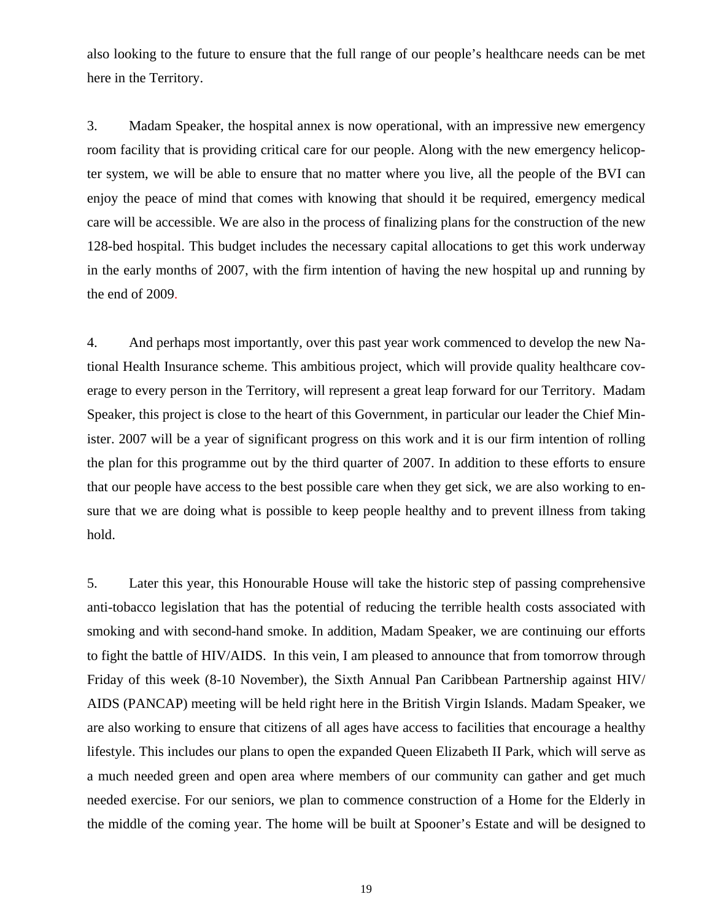also looking to the future to ensure that the full range of our people's healthcare needs can be met here in the Territory.

3. Madam Speaker, the hospital annex is now operational, with an impressive new emergency room facility that is providing critical care for our people. Along with the new emergency helicopter system, we will be able to ensure that no matter where you live, all the people of the BVI can enjoy the peace of mind that comes with knowing that should it be required, emergency medical care will be accessible. We are also in the process of finalizing plans for the construction of the new 128-bed hospital. This budget includes the necessary capital allocations to get this work underway in the early months of 2007, with the firm intention of having the new hospital up and running by the end of 2009.

4. And perhaps most importantly, over this past year work commenced to develop the new National Health Insurance scheme. This ambitious project, which will provide quality healthcare coverage to every person in the Territory, will represent a great leap forward for our Territory. Madam Speaker, this project is close to the heart of this Government, in particular our leader the Chief Minister. 2007 will be a year of significant progress on this work and it is our firm intention of rolling the plan for this programme out by the third quarter of 2007. In addition to these efforts to ensure that our people have access to the best possible care when they get sick, we are also working to ensure that we are doing what is possible to keep people healthy and to prevent illness from taking hold.

5. Later this year, this Honourable House will take the historic step of passing comprehensive anti-tobacco legislation that has the potential of reducing the terrible health costs associated with smoking and with second-hand smoke. In addition, Madam Speaker, we are continuing our efforts to fight the battle of HIV/AIDS. In this vein, I am pleased to announce that from tomorrow through Friday of this week (8-10 November), the Sixth Annual Pan Caribbean Partnership against HIV/AIDS (PANCAP) meeting will be held right here in the British Virgin Islands. Madam Speaker, we are also working to ensure that citizens of all ages have access to facilities that encourage a healthy lifestyle. This includes our plans to open the expanded Queen Elizabeth II Park, which will serve as a much needed green and open area where members of our community can gather and get much needed exercise. For our seniors, we plan to commence construction of a Home for the Elderly in the middle of the coming year. The home will be built at Spooner's Estate and will be designed to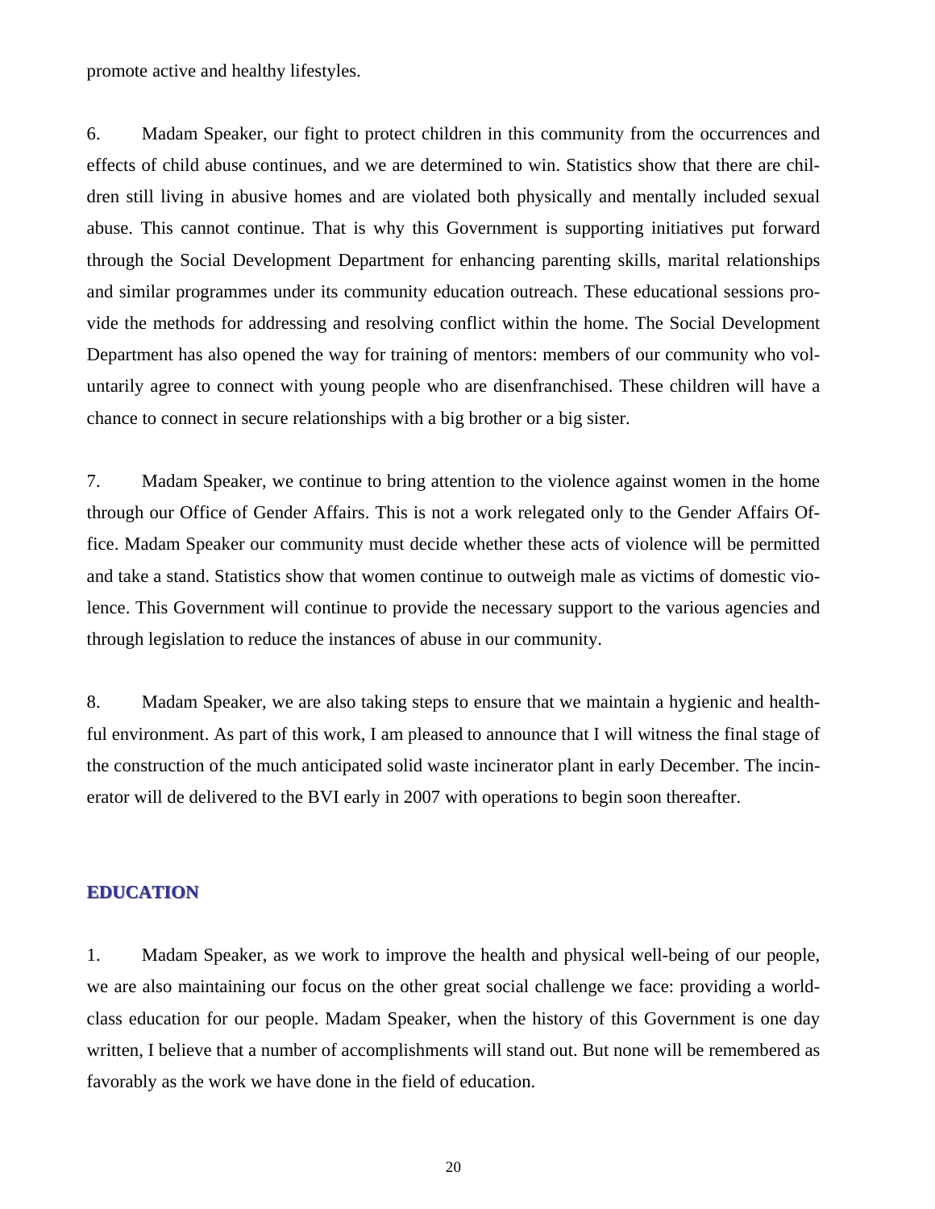promote active and healthy lifestyles.

6. Madam Speaker, our fight to protect children in this community from the occurrences and effects of child abuse continues, and we are determined to win. Statistics show that there are children still living in abusive homes and are violated both physically and mentally included sexual abuse. This cannot continue. That is why this Government is supporting initiatives put forward through the Social Development Department for enhancing parenting skills, marital relationships and similar programmes under its community education outreach. These educational sessions provide the methods for addressing and resolving conflict within the home. The Social Development Department has also opened the way for training of mentors: members of our community who voluntarily agree to connect with young people who are disenfranchised. These children will have a chance to connect in secure relationships with a big brother or a big sister.

7. Madam Speaker, we continue to bring attention to the violence against women in the home through our Office of Gender Affairs. This is not a work relegated only to the Gender Affairs Office. Madam Speaker our community must decide whether these acts of violence will be permitted and take a stand. Statistics show that women continue to outweigh male as victims of domestic violence. This Government will continue to provide the necessary support to the various agencies and through legislation to reduce the instances of abuse in our community.

8. Madam Speaker, we are also taking steps to ensure that we maintain a hygienic and healthful environment. As part of this work, I am pleased to announce that I will witness the final stage of the construction of the much anticipated solid waste incinerator plant in early December. The incinerator will de delivered to the BVI early in 2007 with operations to begin soon thereafter.

## EDUCATION

1. Madam Speaker, as we work to improve the health and physical well-being of our people, we are also maintaining our focus on the other great social challenge we face: providing a world-class education for our people. Madam Speaker, when the history of this Government is one day written, I believe that a number of accomplishments will stand out. But none will be remembered as favorably as the work we have done in the field of education.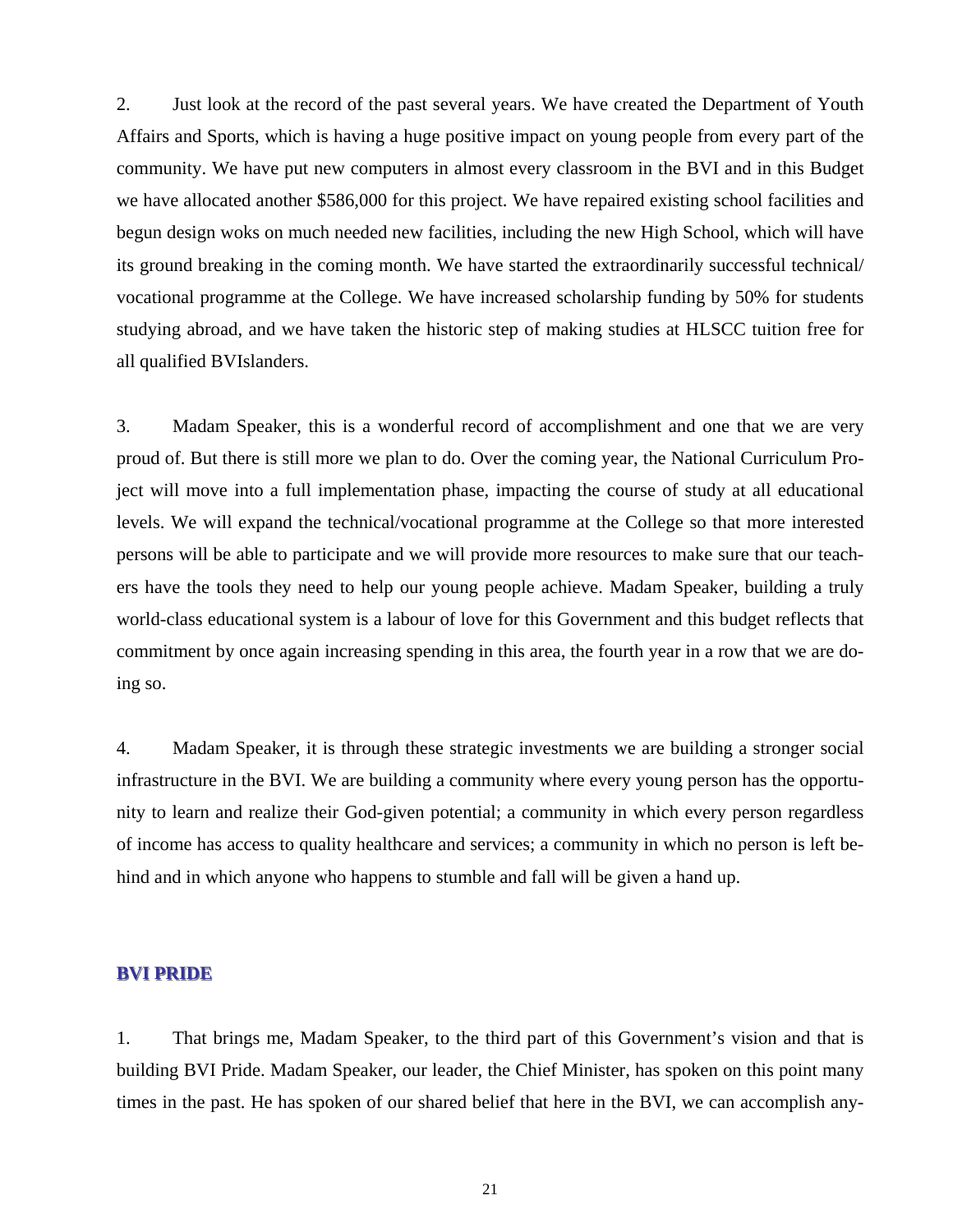2. Just look at the record of the past several years. We have created the Department of Youth Affairs and Sports, which is having a huge positive impact on young people from every part of the community. We have put new computers in almost every classroom in the BVI and in this Budget we have allocated another $586,000 for this project. We have repaired existing school facilities and begun design woks on much needed new facilities, including the new High School, which will have its ground breaking in the coming month. We have started the extraordinarily successful technical/ vocational programme at the College. We have increased scholarship funding by 50% for students studying abroad, and we have taken the historic step of making studies at HLSCC tuition free for all qualified BVIslanders.

3. Madam Speaker, this is a wonderful record of accomplishment and one that we are very proud of. But there is still more we plan to do. Over the coming year, the National Curriculum Project will move into a full implementation phase, impacting the course of study at all educational levels. We will expand the technical/vocational programme at the College so that more interested persons will be able to participate and we will provide more resources to make sure that our teachers have the tools they need to help our young people achieve. Madam Speaker, building a truly world-class educational system is a labour of love for this Government and this budget reflects that commitment by once again increasing spending in this area, the fourth year in a row that we are doing so.

4. Madam Speaker, it is through these strategic investments we are building a stronger social infrastructure in the BVI. We are building a community where every young person has the opportunity to learn and realize their God-given potential; a community in which every person regardless of income has access to quality healthcare and services; a community in which no person is left behind and in which anyone who happens to stumble and fall will be given a hand up.

## BVI PRIDE

1. That brings me, Madam Speaker, to the third part of this Government's vision and that is building BVI Pride. Madam Speaker, our leader, the Chief Minister, has spoken on this point many times in the past. He has spoken of our shared belief that here in the BVI, we can accomplish any-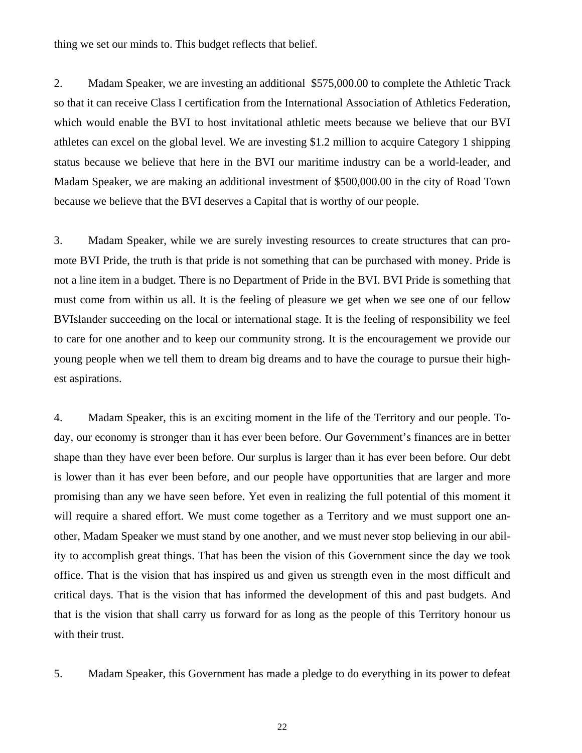thing we set our minds to. This budget reflects that belief.

2. Madam Speaker, we are investing an additional $575,000.00 to complete the Athletic Track so that it can receive Class I certification from the International Association of Athletics Federation, which would enable the BVI to host invitational athletic meets because we believe that our BVI athletes can excel on the global level. We are investing $1.2 million to acquire Category 1 shipping status because we believe that here in the BVI our maritime industry can be a world-leader, and Madam Speaker, we are making an additional investment of $500,000.00 in the city of Road Town because we believe that the BVI deserves a Capital that is worthy of our people.

3. Madam Speaker, while we are surely investing resources to create structures that can promote BVI Pride, the truth is that pride is not something that can be purchased with money. Pride is not a line item in a budget. There is no Department of Pride in the BVI. BVI Pride is something that must come from within us all. It is the feeling of pleasure we get when we see one of our fellow BVIslander succeeding on the local or international stage. It is the feeling of responsibility we feel to care for one another and to keep our community strong. It is the encouragement we provide our young people when we tell them to dream big dreams and to have the courage to pursue their highest aspirations.

4. Madam Speaker, this is an exciting moment in the life of the Territory and our people. Today, our economy is stronger than it has ever been before. Our Government's finances are in better shape than they have ever been before. Our surplus is larger than it has ever been before. Our debt is lower than it has ever been before, and our people have opportunities that are larger and more promising than any we have seen before. Yet even in realizing the full potential of this moment it will require a shared effort. We must come together as a Territory and we must support one another, Madam Speaker we must stand by one another, and we must never stop believing in our ability to accomplish great things. That has been the vision of this Government since the day we took office. That is the vision that has inspired us and given us strength even in the most difficult and critical days. That is the vision that has informed the development of this and past budgets. And that is the vision that shall carry us forward for as long as the people of this Territory honour us with their trust.

5. Madam Speaker, this Government has made a pledge to do everything in its power to defeat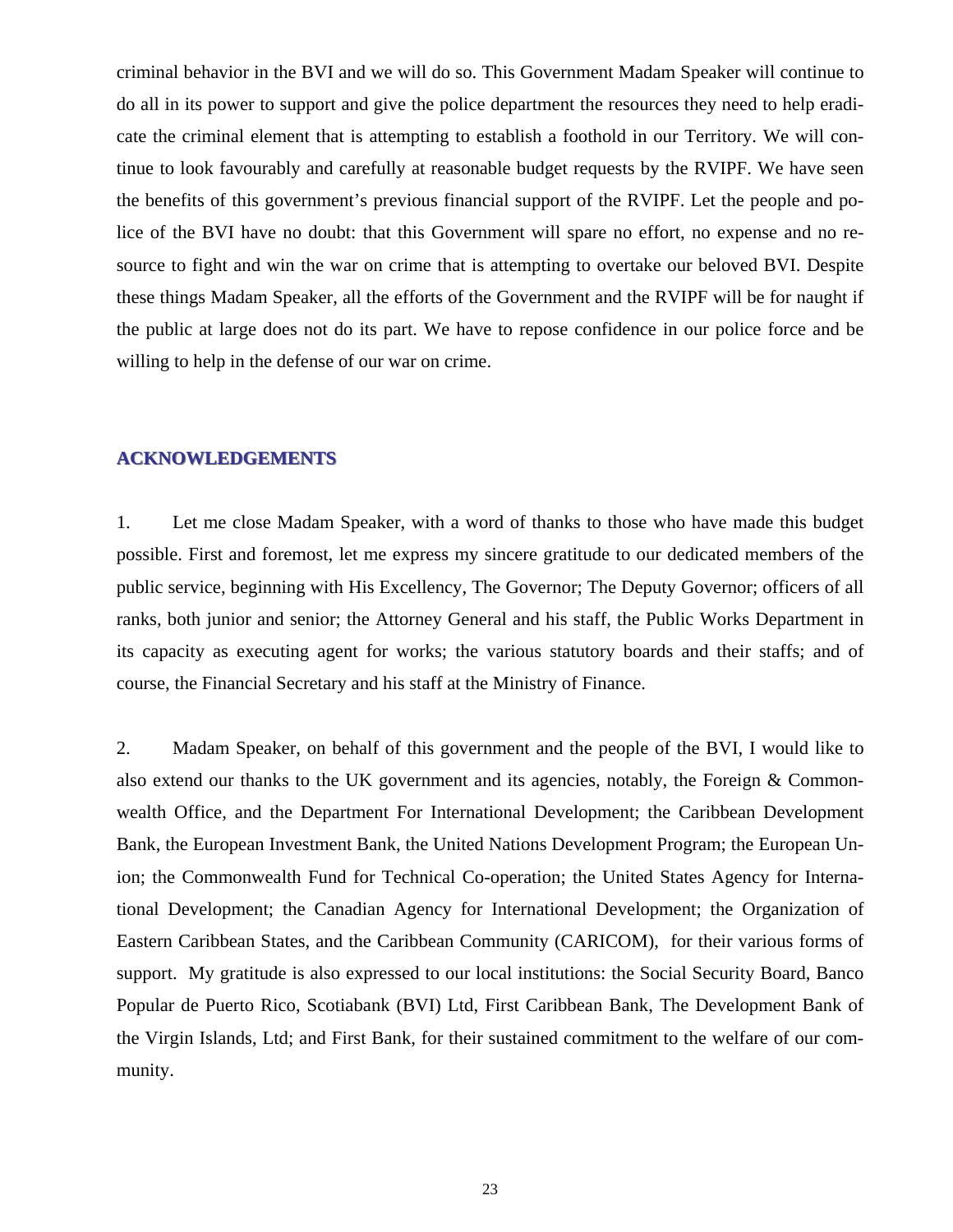criminal behavior in the BVI and we will do so. This Government Madam Speaker will continue to do all in its power to support and give the police department the resources they need to help eradicate the criminal element that is attempting to establish a foothold in our Territory. We will continue to look favourably and carefully at reasonable budget requests by the RVIPF. We have seen the benefits of this government's previous financial support of the RVIPF. Let the people and police of the BVI have no doubt: that this Government will spare no effort, no expense and no resource to fight and win the war on crime that is attempting to overtake our beloved BVI. Despite these things Madam Speaker, all the efforts of the Government and the RVIPF will be for naught if the public at large does not do its part. We have to repose confidence in our police force and be willing to help in the defense of our war on crime.

## ACKNOWLEDGEMENTS

1. Let me close Madam Speaker, with a word of thanks to those who have made this budget possible. First and foremost, let me express my sincere gratitude to our dedicated members of the public service, beginning with His Excellency, The Governor; The Deputy Governor; officers of all ranks, both junior and senior; the Attorney General and his staff, the Public Works Department in its capacity as executing agent for works; the various statutory boards and their staffs; and of course, the Financial Secretary and his staff at the Ministry of Finance.

2. Madam Speaker, on behalf of this government and the people of the BVI, I would like to also extend our thanks to the UK government and its agencies, notably, the Foreign & Commonwealth Office, and the Department For International Development; the Caribbean Development Bank, the European Investment Bank, the United Nations Development Program; the European Union; the Commonwealth Fund for Technical Co-operation; the United States Agency for International Development; the Canadian Agency for International Development; the Organization of Eastern Caribbean States, and the Caribbean Community (CARICOM), for their various forms of support. My gratitude is also expressed to our local institutions: the Social Security Board, Banco Popular de Puerto Rico, Scotiabank (BVI) Ltd, First Caribbean Bank, The Development Bank of the Virgin Islands, Ltd; and First Bank, for their sustained commitment to the welfare of our community.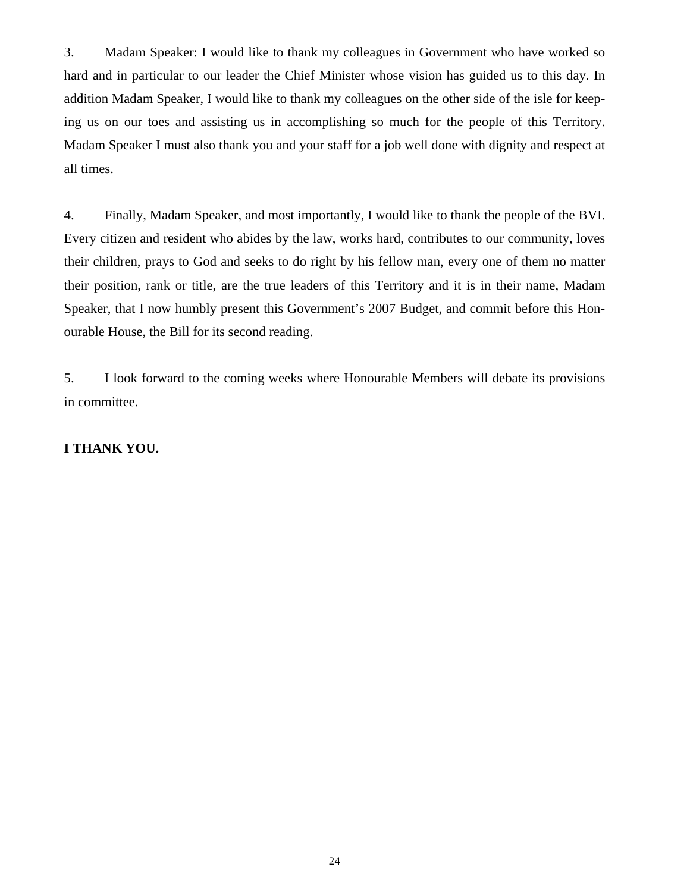3. Madam Speaker: I would like to thank my colleagues in Government who have worked so hard and in particular to our leader the Chief Minister whose vision has guided us to this day. In addition Madam Speaker, I would like to thank my colleagues on the other side of the isle for keeping us on our toes and assisting us in accomplishing so much for the people of this Territory. Madam Speaker I must also thank you and your staff for a job well done with dignity and respect at all times.

4. Finally, Madam Speaker, and most importantly, I would like to thank the people of the BVI. Every citizen and resident who abides by the law, works hard, contributes to our community, loves their children, prays to God and seeks to do right by his fellow man, every one of them no matter their position, rank or title, are the true leaders of this Territory and it is in their name, Madam Speaker, that I now humbly present this Government's 2007 Budget, and commit before this Honourable House, the Bill for its second reading.

5. I look forward to the coming weeks where Honourable Members will debate its provisions in committee.

**I THANK YOU.**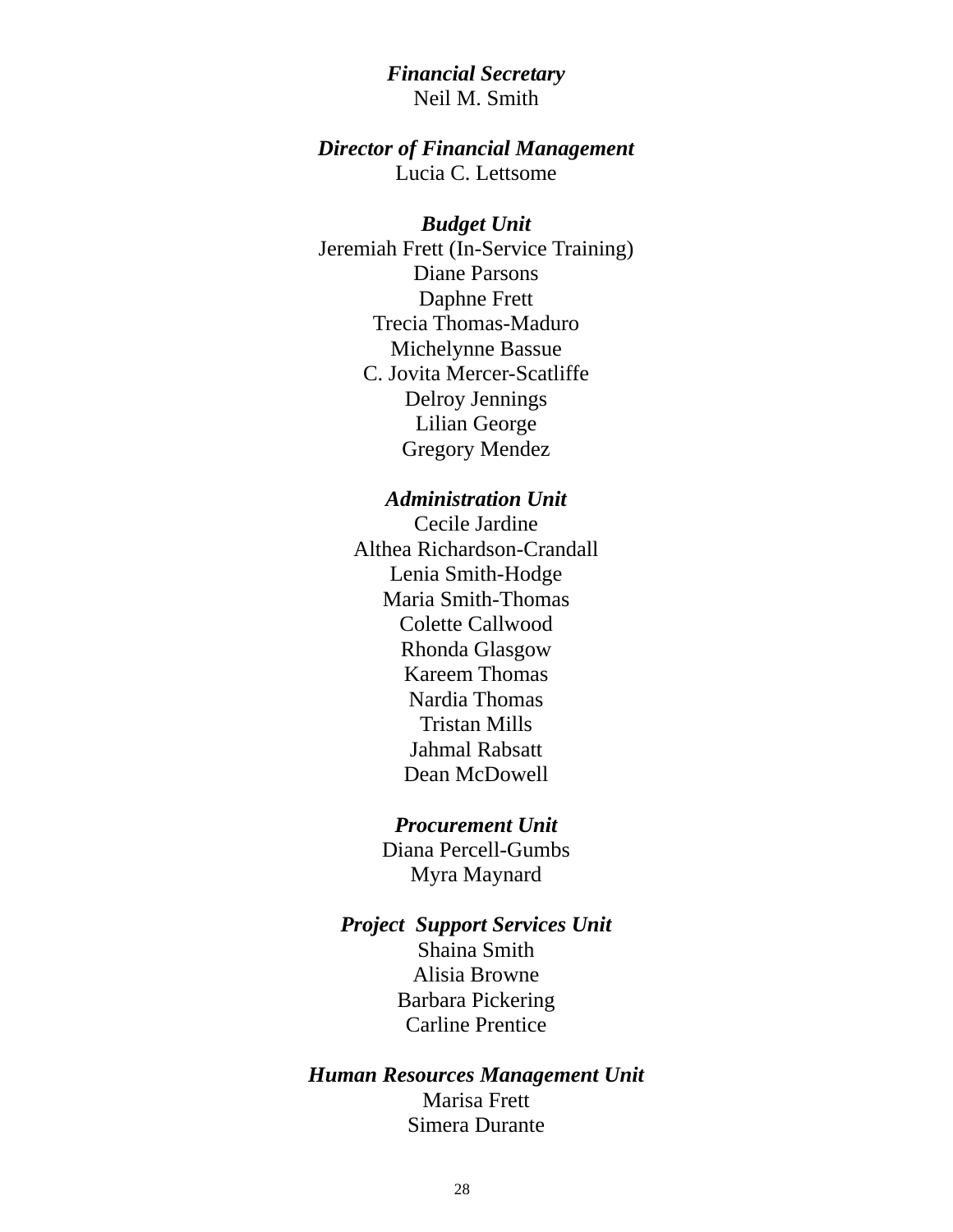***Financial Secretary***
Neil M. Smith

***Director of Financial Management***
Lucia C. Lettsome

***Budget Unit***
Jeremiah Frett (In-Service Training)
Diane Parsons
Daphne Frett
Trecia Thomas-Maduro
Michelynne Bassue
C. Jovita Mercer-Scatliffe
Delroy Jennings
Lilian George
Gregory Mendez

***Administration Unit***
Cecile Jardine
Althea Richardson-Crandall
Lenia Smith-Hodge
Maria Smith-Thomas
Colette Callwood
Rhonda Glasgow
Kareem Thomas
Nardia Thomas
Tristan Mills
Jahmal Rabsatt
Dean McDowell

***Procurement Unit***
Diana Percell-Gumbs
Myra Maynard

***Project Support Services Unit***
Shaina Smith
Alisia Browne
Barbara Pickering
Carline Prentice

***Human Resources Management Unit***
Marisa Frett
Simera Durante